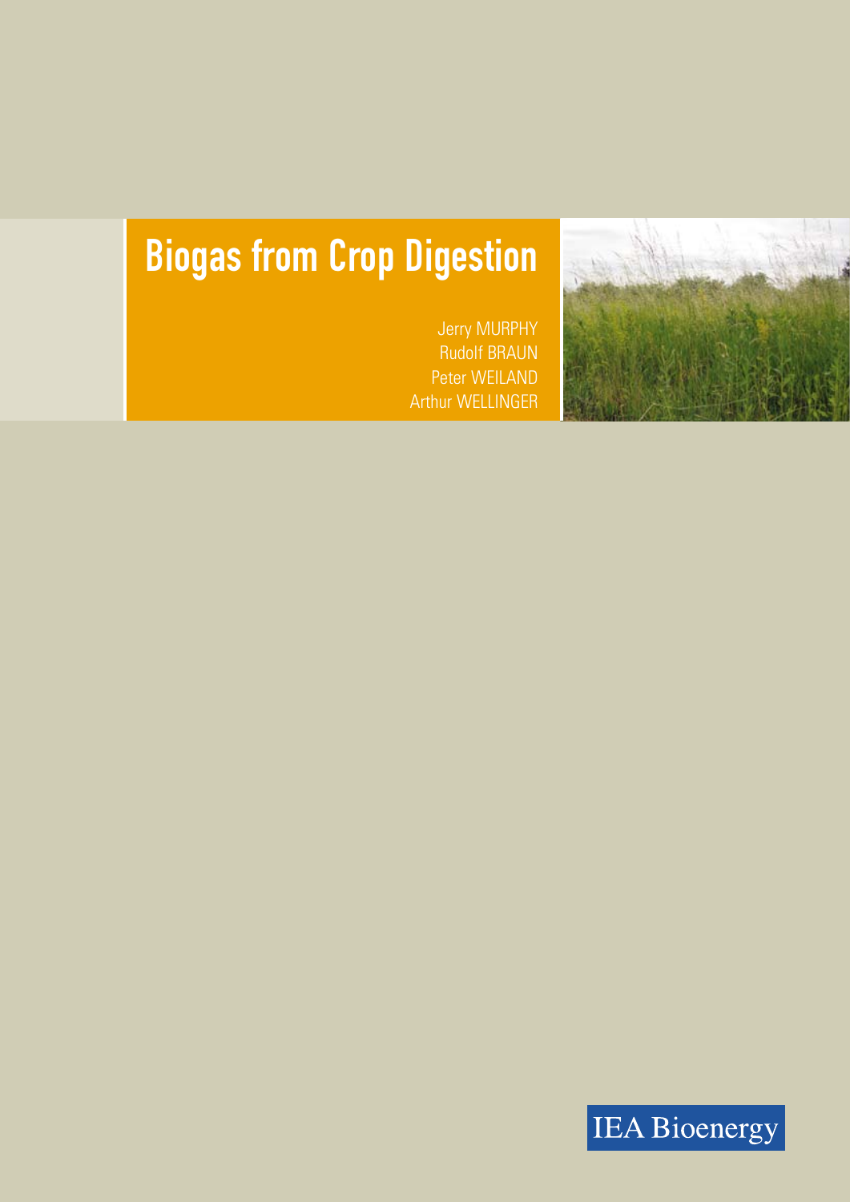# Biogas from Crop Digestion

Jerry MURPHY
Rudolf BRAUN
Peter WEILAND
Arthur WELLINGER

IEA Bioenergy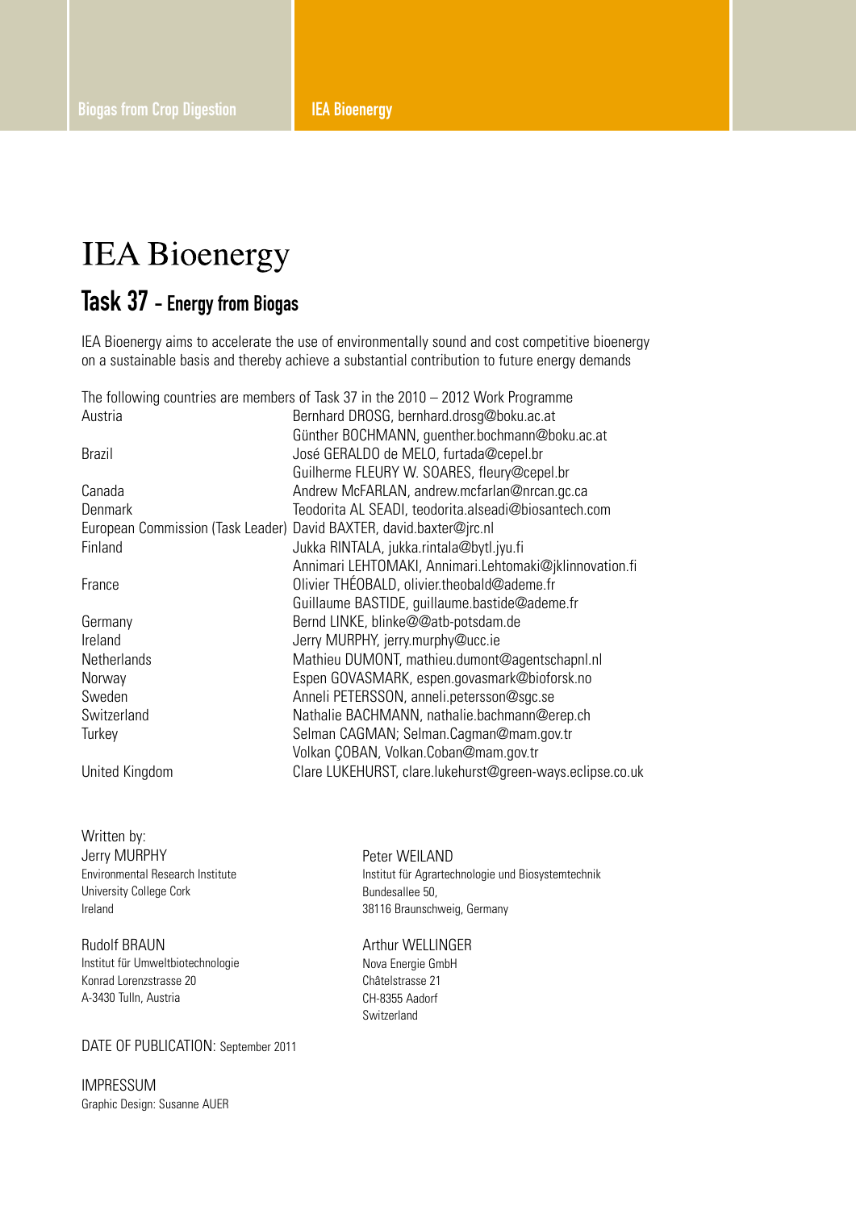# IEA Bioenergy

## Task 37 – Energy from Biogas

IEA Bioenergy aims to accelerate the use of environmentally sound and cost competitive bioenergy on a sustainable basis and thereby achieve a substantial contribution to future energy demands

The following countries are members of Task 37 in the 2010 – 2012 Work Programme

| | |
|---|---|
| Austria | Bernhard DROSG, bernhard.drosg@boku.ac.at |
| | Günther BOCHMANN, guenther.bochmann@boku.ac.at |
| Brazil | José GERALDO de MELO, furtada@cepel.br |
| | Guilherme FLEURY W. SOARES, fleury@cepel.br |
| Canada | Andrew McFARLAN, andrew.mcfarlan@nrcan.gc.ca |
| Denmark | Teodorita AL SEADI, teodorita.alseadi@biosantech.com |
| European Commission (Task Leader) | David BAXTER, david.baxter@jrc.nl |
| Finland | Jukka RINTALA, jukka.rintala@bytl.jyu.fi |
| | Annimari LEHTOMAKI, Annimari.Lehtomaki@jklinnovation.fi |
| France | Olivier THÉOBALD, olivier.theobald@ademe.fr |
| | Guillaume BASTIDE, guillaume.bastide@ademe.fr |
| Germany | Bernd LINKE, blinke@@atb-potsdam.de |
| Ireland | Jerry MURPHY, jerry.murphy@ucc.ie |
| Netherlands | Mathieu DUMONT, mathieu.dumont@agentschapnl.nl |
| Norway | Espen GOVASMARK, espen.govasmark@bioforsk.no |
| Sweden | Anneli PETERSSON, anneli.petersson@sgc.se |
| Switzerland | Nathalie BACHMANN, nathalie.bachmann@erep.ch |
| Turkey | Selman CAGMAN; Selman.Cagman@mam.gov.tr |
| | Volkan ÇOBAN, Volkan.Coban@mam.gov.tr |
| United Kingdom | Clare LUKEHURST, clare.lukehurst@green-ways.eclipse.co.uk |

Written by:

Jerry MURPHY
Environmental Research Institute
University College Cork
Ireland

Rudolf BRAUN
Institut für Umweltbiotechnologie
Konrad Lorenzstrasse 20
A-3430 Tulln, Austria

Peter WEILAND
Institut für Agrartechnologie und Biosystemtechnik
Bundesallee 50,
38116 Braunschweig, Germany

Arthur WELLINGER
Nova Energie GmbH
Châtelstrasse 21
CH-8355 Aadorf
Switzerland

DATE OF PUBLICATION: September 2011

IMPRESSUM
Graphic Design: Susanne AUER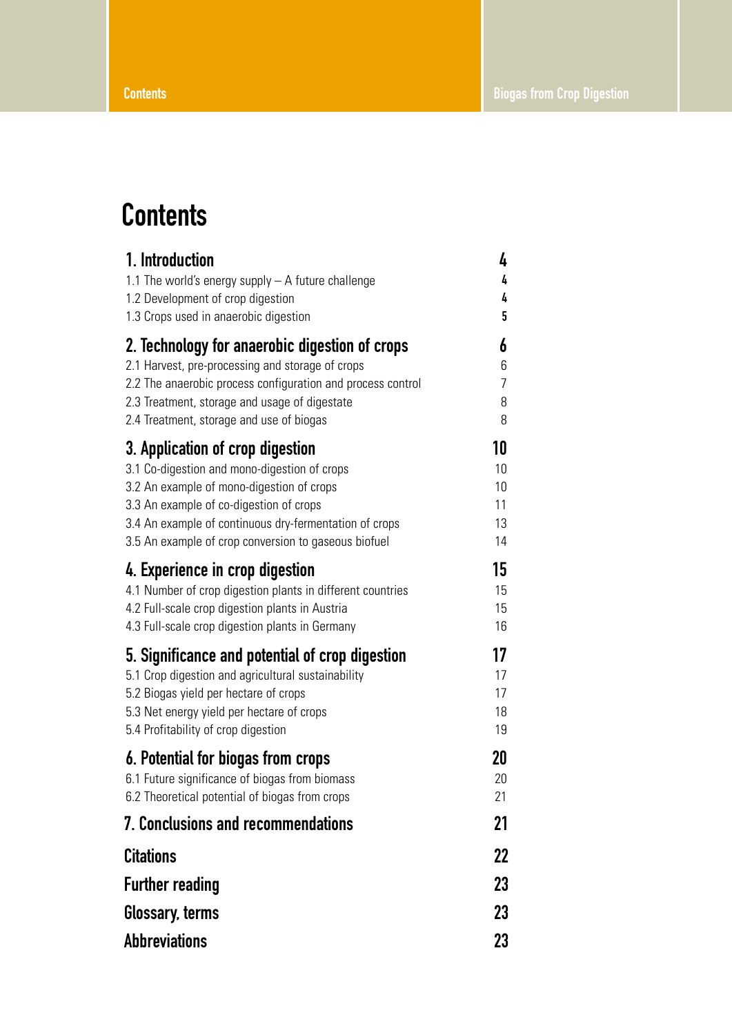# Contents

| | |
|---|---|
| **1. Introduction** | **4** |
| 1.1 The world's energy supply – A future challenge | 4 |
| 1.2 Development of crop digestion | 4 |
| 1.3 Crops used in anaerobic digestion | 5 |
| **2. Technology for anaerobic digestion of crops** | **6** |
| 2.1 Harvest, pre-processing and storage of crops | 6 |
| 2.2 The anaerobic process configuration and process control | 7 |
| 2.3 Treatment, storage and usage of digestate | 8 |
| 2.4 Treatment, storage and use of biogas | 8 |
| **3. Application of crop digestion** | **10** |
| 3.1 Co-digestion and mono-digestion of crops | 10 |
| 3.2 An example of mono-digestion of crops | 10 |
| 3.3 An example of co-digestion of crops | 11 |
| 3.4 An example of continuous dry-fermentation of crops | 13 |
| 3.5 An example of crop conversion to gaseous biofuel | 14 |
| **4. Experience in crop digestion** | **15** |
| 4.1 Number of crop digestion plants in different countries | 15 |
| 4.2 Full-scale crop digestion plants in Austria | 15 |
| 4.3 Full-scale crop digestion plants in Germany | 16 |
| **5. Significance and potential of crop digestion** | **17** |
| 5.1 Crop digestion and agricultural sustainability | 17 |
| 5.2 Biogas yield per hectare of crops | 17 |
| 5.3 Net energy yield per hectare of crops | 18 |
| 5.4 Profitability of crop digestion | 19 |
| **6. Potential for biogas from crops** | **20** |
| 6.1 Future significance of biogas from biomass | 20 |
| 6.2 Theoretical potential of biogas from crops | 21 |
| **7. Conclusions and recommendations** | **21** |
| **Citations** | **22** |
| **Further reading** | **23** |
| **Glossary, terms** | **23** |
| **Abbreviations** | **23** |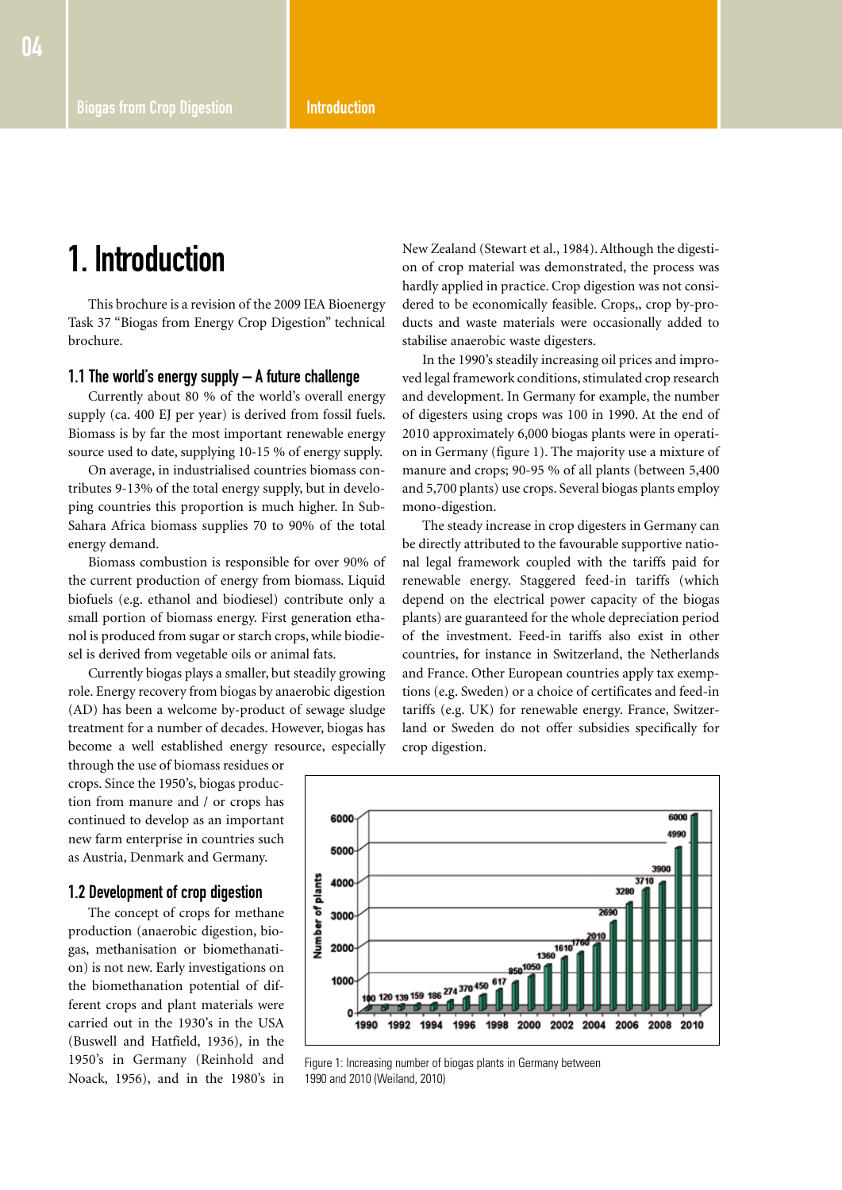# 1. Introduction

This brochure is a revision of the 2009 IEA Bioenergy Task 37 "Biogas from Energy Crop Digestion" technical brochure.

## 1.1 The world's energy supply – A future challenge

Currently about 80 % of the world's overall energy supply (ca. 400 EJ per year) is derived from fossil fuels. Biomass is by far the most important renewable energy source used to date, supplying 10-15 % of energy supply.

On average, in industrialised countries biomass contributes 9-13% of the total energy supply, but in developing countries this proportion is much higher. In Sub-Sahara Africa biomass supplies 70 to 90% of the total energy demand.

Biomass combustion is responsible for over 90% of the current production of energy from biomass. Liquid biofuels (e.g. ethanol and biodiesel) contribute only a small portion of biomass energy. First generation ethanol is produced from sugar or starch crops, while biodiesel is derived from vegetable oils or animal fats.

Currently biogas plays a smaller, but steadily growing role. Energy recovery from biogas by anaerobic digestion (AD) has been a welcome by-product of sewage sludge treatment for a number of decades. However, biogas has become a well established energy resource, especially through the use of biomass residues or crops. Since the 1950's, biogas production from manure and / or crops has continued to develop as an important new farm enterprise in countries such as Austria, Denmark and Germany.

## 1.2 Development of crop digestion

The concept of crops for methane production (anaerobic digestion, biogas, methanisation or biomethanation) is not new. Early investigations on the biomethanation potential of different crops and plant materials were carried out in the 1930's in the USA (Buswell and Hatfield, 1936), in the 1950's in Germany (Reinhold and Noack, 1956), and in the 1980's in New Zealand (Stewart et al., 1984). Although the digestion of crop material was demonstrated, the process was hardly applied in practice. Crop digestion was not considered to be economically feasible. Crops,, crop by-products and waste materials were occasionally added to stabilise anaerobic waste digesters.

In the 1990's steadily increasing oil prices and improved legal framework conditions, stimulated crop research and development. In Germany for example, the number of digesters using crops was 100 in 1990. At the end of 2010 approximately 6,000 biogas plants were in operation in Germany (figure 1). The majority use a mixture of manure and crops; 90-95 % of all plants (between 5,400 and 5,700 plants) use crops. Several biogas plants employ mono-digestion.

The steady increase in crop digesters in Germany can be directly attributed to the favourable supportive national legal framework coupled with the tariffs paid for renewable energy. Staggered feed-in tariffs (which depend on the electrical power capacity of the biogas plants) are guaranteed for the whole depreciation period of the investment. Feed-in tariffs also exist in other countries, for instance in Switzerland, the Netherlands and France. Other European countries apply tax exemptions (e.g. Sweden) or a choice of certificates and feed-in tariffs (e.g. UK) for renewable energy. France, Switzerland or Sweden do not offer subsidies specifically for crop digestion.

Number of plants
0 1000 2000 3000 4000 5000 6000
1990 1992 1994 1996 1998 2000 2002 2004 2006 2008 2010
100 120 139 159 186 274 370 450 617 850 1050 1360 1610 1760 2010 2690 3280 3710 3900 4990 6000

Figure 1: Increasing number of biogas plants in Germany between 1990 and 2010 (Weiland, 2010)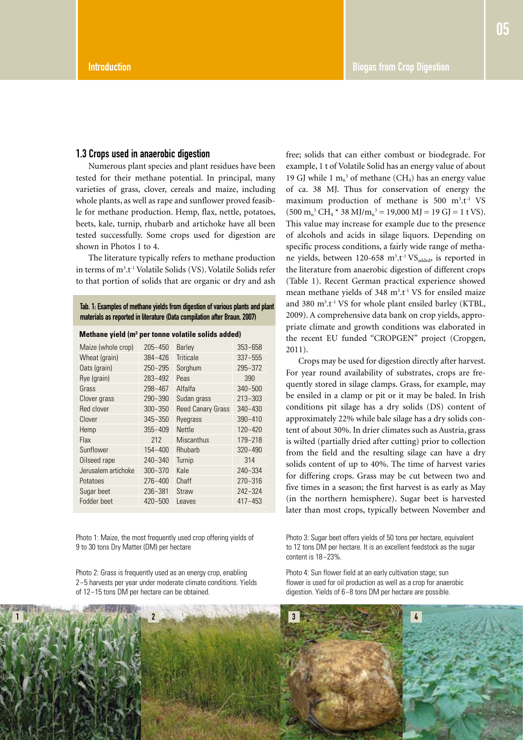## 1.3 Crops used in anaerobic digestion

Numerous plant species and plant residues have been tested for their methane potential. In principal, many varieties of grass, clover, cereals and maize, including whole plants, as well as rape and sunflower proved feasible for methane production. Hemp, flax, nettle, potatoes, beets, kale, turnip, rhubarb and artichoke have all been tested successfully. Some crops used for digestion are shown in Photos 1 to 4.

The literature typically refers to methane production in terms of $m^3.t^{-1}$ Volatile Solids (VS). Volatile Solids refer to that portion of solids that are organic or dry and ash free; solids that can either combust or biodegrade. For example, 1 t of Volatile Solid has an energy value of about 19 GJ while 1 $m_n^3$ of methane ($CH_4$) has an energy value of ca. 38 MJ. Thus for conservation of energy the maximum production of methane is 500 $m^3.t^{-1}$ VS (500 $m_n^3$ $CH_4$ * 38 $MJ/m_n^3$ = 19,000 MJ = 19 GJ = 1 t VS). This value may increase for example due to the presence of alcohols and acids in silage liquors. Depending on specific process conditions, a fairly wide range of methane yields, between 120-658 $m^3.t^{-1}$ $VS_{added}$, is reported in the literature from anaerobic digestion of different crops (Table 1). Recent German practical experience showed mean methane yields of 348 $m^3.t^{-1}$ VS for ensiled maize and 380 $m^3.t^{-1}$ VS for whole plant ensiled barley (KTBL, 2009). A comprehensive data bank on crop yields, appropriate climate and growth conditions was elaborated in the recent EU funded "CROPGEN" project (Cropgen, 2011).

**Tab. 1: Examples of methane yields from digestion of various plants and plant materials as reported in literature (Data compilation after Braun, 2007)**

| Methane yield ($m^3$ per tonne volatile solids added) | | | |
|---|---|---|---|
| Maize (whole crop) | 205–450 | Barley | 353–658 |
| Wheat (grain) | 384–426 | Triticale | 337–555 |
| Oats (grain) | 250–295 | Sorghum | 295–372 |
| Rye (grain) | 283–492 | Peas | 390 |
| Grass | 298–467 | Alfalfa | 340–500 |
| Clover grass | 290–390 | Sudan grass | 213–303 |
| Red clover | 300–350 | Reed Canary Grass | 340–430 |
| Clover | 345–350 | Ryegrass | 390–410 |
| Hemp | 355–409 | Nettle | 120–420 |
| Flax | 212 | Miscanthus | 179–218 |
| Sunflower | 154–400 | Rhubarb | 320–490 |
| Oilseed rape | 240–340 | Turnip | 314 |
| Jerusalem artichoke | 300–370 | Kale | 240–334 |
| Potatoes | 276–400 | Chaff | 270–316 |
| Sugar beet | 236–381 | Straw | 242–324 |
| Fodder beet | 420–500 | Leaves | 417–453 |

Crops may be used for digestion directly after harvest. For year round availability of substrates, crops are frequently stored in silage clamps. Grass, for example, may be ensiled in a clamp or pit or it may be baled. In Irish conditions pit silage has a dry solids (DS) content of approximately 22% while bale silage has a dry solids content of about 30%. In drier climates such as Austria, grass is wilted (partially dried after cutting) prior to collection from the field and the resulting silage can have a dry solids content of up to 40%. The time of harvest varies for differing crops. Grass may be cut between two and five times in a season; the first harvest is as early as May (in the northern hemisphere). Sugar beet is harvested later than most crops, typically between November and

Photo 1: Maize, the most frequently used crop offering yields of 9 to 30 tons Dry Matter (DM) per hectare

Photo 2: Grass is frequently used as an energy crop, enabling 2–5 harvests per year under moderate climate conditions. Yields of 12–15 tons DM per hectare can be obtained.

Photo 3: Sugar beet offers yields of 50 tons per hectare, equivalent to 12 tons DM per hectare. It is an excellent feedstock as the sugar content is 18–23%.

Photo 4: Sun flower field at an early cultivation stage; sun flower is used for oil production as well as a crop for anaerobic digestion. Yields of 6–8 tons DM per hectare are possible.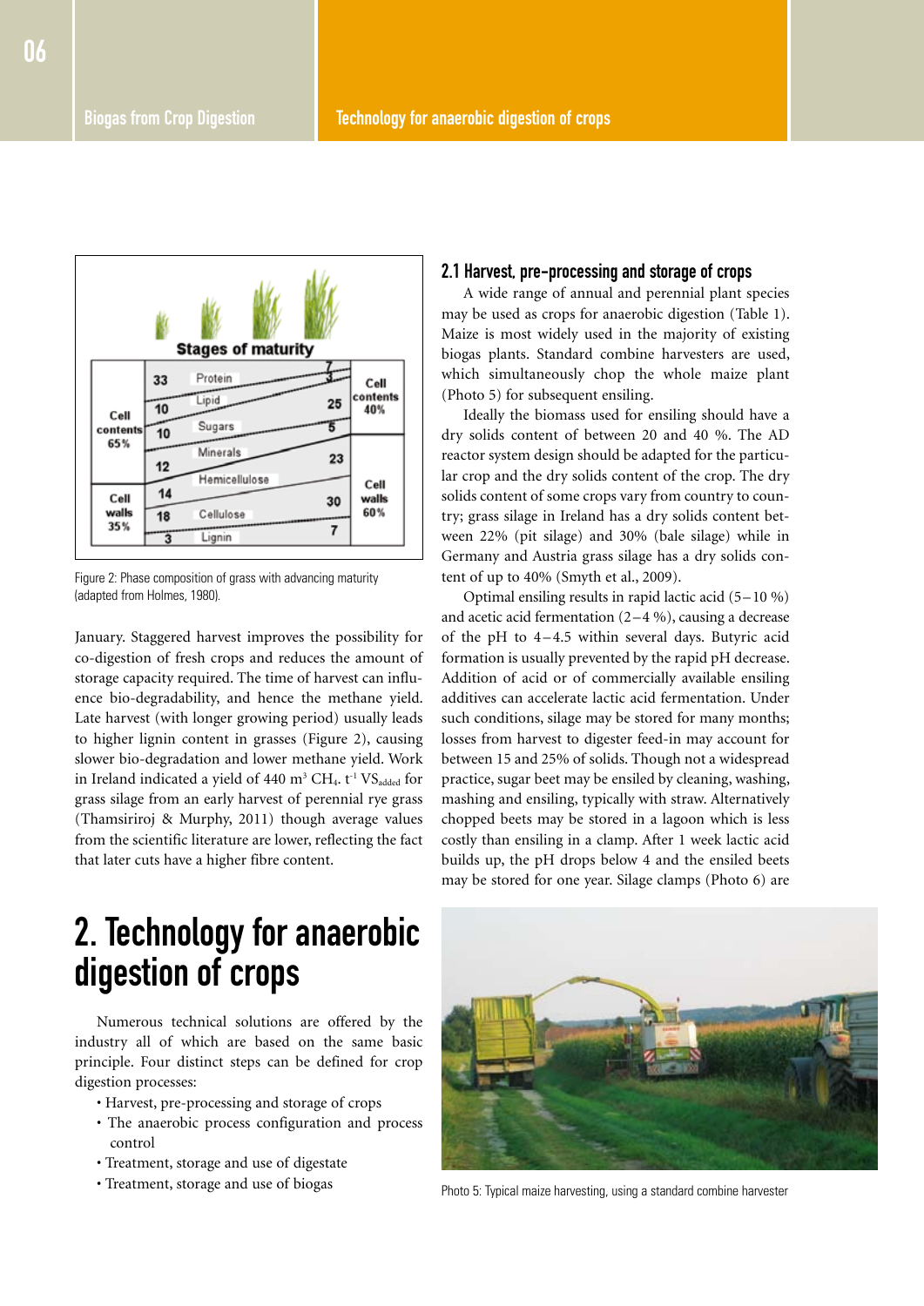Stages of maturity

Cell contents 65%

Cell walls 35%

33 Protein

10 Lipid

10 Sugars

Minerals

12

Hemicellulose

14

18 Cellulose

3 Lignin

7

3

25

5

23

30

7

Cell contents 40%

Cell walls 60%

Figure 2: Phase composition of grass with advancing maturity (adapted from Holmes, 1980).

January. Staggered harvest improves the possibility for co-digestion of fresh crops and reduces the amount of storage capacity required. The time of harvest can influence bio-degradability, and hence the methane yield. Late harvest (with longer growing period) usually leads to higher lignin content in grasses (Figure 2), causing slower bio-degradation and lower methane yield. Work in Ireland indicated a yield of 440 $m^3$ $CH_4$. $t^{-1}$ $VS_{added}$ for grass silage from an early harvest of perennial rye grass (Thamsiriroj & Murphy, 2011) though average values from the scientific literature are lower, reflecting the fact that later cuts have a higher fibre content.

# 2. Technology for anaerobic digestion of crops

Numerous technical solutions are offered by the industry all of which are based on the same basic principle. Four distinct steps can be defined for crop digestion processes:

- Harvest, pre-processing and storage of crops
- The anaerobic process configuration and process control
- Treatment, storage and use of digestate
- Treatment, storage and use of biogas

## 2.1 Harvest, pre-processing and storage of crops

A wide range of annual and perennial plant species may be used as crops for anaerobic digestion (Table 1). Maize is most widely used in the majority of existing biogas plants. Standard combine harvesters are used, which simultaneously chop the whole maize plant (Photo 5) for subsequent ensiling.

Ideally the biomass used for ensiling should have a dry solids content of between 20 and 40 %. The AD reactor system design should be adapted for the particular crop and the dry solids content of the crop. The dry solids content of some crops vary from country to country; grass silage in Ireland has a dry solids content between 22% (pit silage) and 30% (bale silage) while in Germany and Austria grass silage has a dry solids content of up to 40% (Smyth et al., 2009).

Optimal ensiling results in rapid lactic acid (5 – 10 %) and acetic acid fermentation (2 – 4 %), causing a decrease of the pH to 4 – 4.5 within several days. Butyric acid formation is usually prevented by the rapid pH decrease. Addition of acid or of commercially available ensiling additives can accelerate lactic acid fermentation. Under such conditions, silage may be stored for many months; losses from harvest to digester feed-in may account for between 15 and 25% of solids. Though not a widespread practice, sugar beet may be ensiled by cleaning, washing, mashing and ensiling, typically with straw. Alternatively chopped beets may be stored in a lagoon which is less costly than ensiling in a clamp. After 1 week lactic acid builds up, the pH drops below 4 and the ensiled beets may be stored for one year. Silage clamps (Photo 6) are

Photo 5: Typical maize harvesting, using a standard combine harvester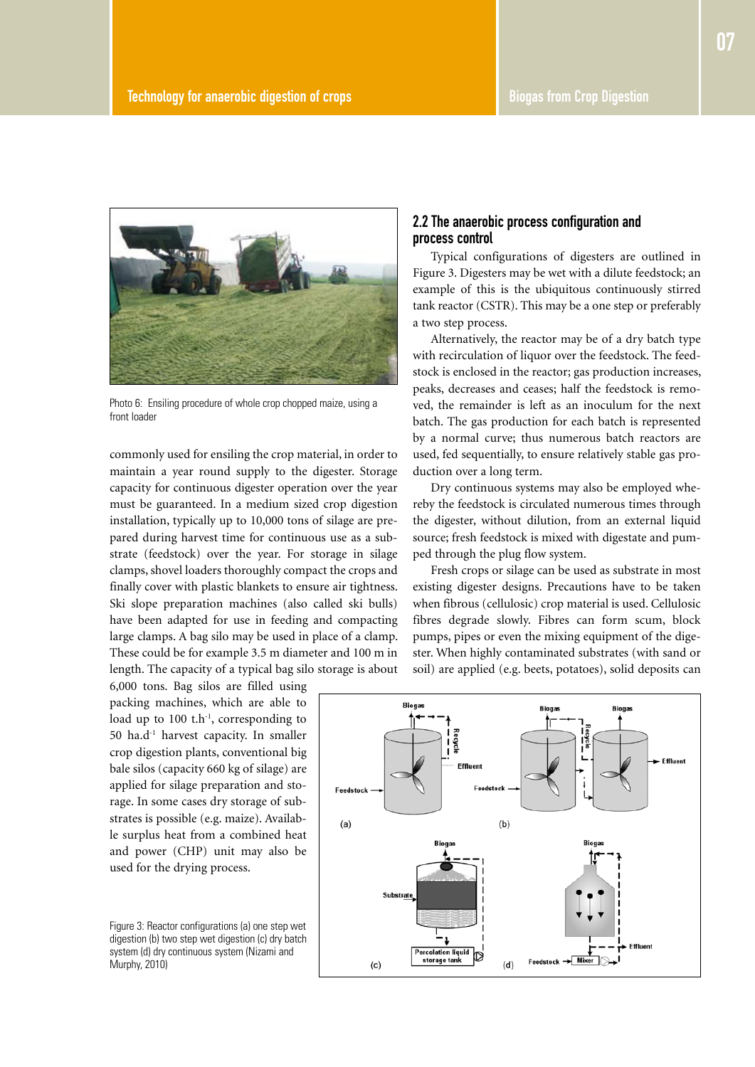Photo 6: Ensiling procedure of whole crop chopped maize, using a front loader

commonly used for ensiling the crop material, in order to maintain a year round supply to the digester. Storage capacity for continuous digester operation over the year must be guaranteed. In a medium sized crop digestion installation, typically up to 10,000 tons of silage are prepared during harvest time for continuous use as a substrate (feedstock) over the year. For storage in silage clamps, shovel loaders thoroughly compact the crops and finally cover with plastic blankets to ensure air tightness. Ski slope preparation machines (also called ski bulls) have been adapted for use in feeding and compacting large clamps. A bag silo may be used in place of a clamp. These could be for example 3.5 m diameter and 100 m in length. The capacity of a typical bag silo storage is about 6,000 tons. Bag silos are filled using packing machines, which are able to load up to 100 $t.h^{-1}$, corresponding to 50 $ha.d^{-1}$ harvest capacity. In smaller crop digestion plants, conventional big bale silos (capacity 660 kg of silage) are applied for silage preparation and storage. In some cases dry storage of substrates is possible (e.g. maize). Available surplus heat from a combined heat and power (CHP) unit may also be used for the drying process.

## 2.2 The anaerobic process configuration and process control

Typical configurations of digesters are outlined in Figure 3. Digesters may be wet with a dilute feedstock; an example of this is the ubiquitous continuously stirred tank reactor (CSTR). This may be a one step or preferably a two step process.

Alternatively, the reactor may be of a dry batch type with recirculation of liquor over the feedstock. The feedstock is enclosed in the reactor; gas production increases, peaks, decreases and ceases; half the feedstock is removed, the remainder is left as an inoculum for the next batch. The gas production for each batch is represented by a normal curve; thus numerous batch reactors are used, fed sequentially, to ensure relatively stable gas production over a long term.

Dry continuous systems may also be employed whereby the feedstock is circulated numerous times through the digester, without dilution, from an external liquid source; fresh feedstock is mixed with digestate and pumped through the plug flow system.

Fresh crops or silage can be used as substrate in most existing digester designs. Precautions have to be taken when fibrous (cellulosic) crop material is used. Cellulosic fibres degrade slowly. Fibres can form scum, block pumps, pipes or even the mixing equipment of the digester. When highly contaminated substrates (with sand or soil) are applied (e.g. beets, potatoes), solid deposits can

Biogas
Recycle
Effluent
Feedstock
(a)
Biogas
Biogas
Recycle
Effluent
Feedstock
(b)
Biogas
Substrate
Percolation liquid storage tank
(c)
Biogas
Effluent
Feedstock
Mixer
(d)

Figure 3: Reactor configurations (a) one step wet digestion (b) two step wet digestion (c) dry batch system (d) dry continuous system (Nizami and Murphy, 2010)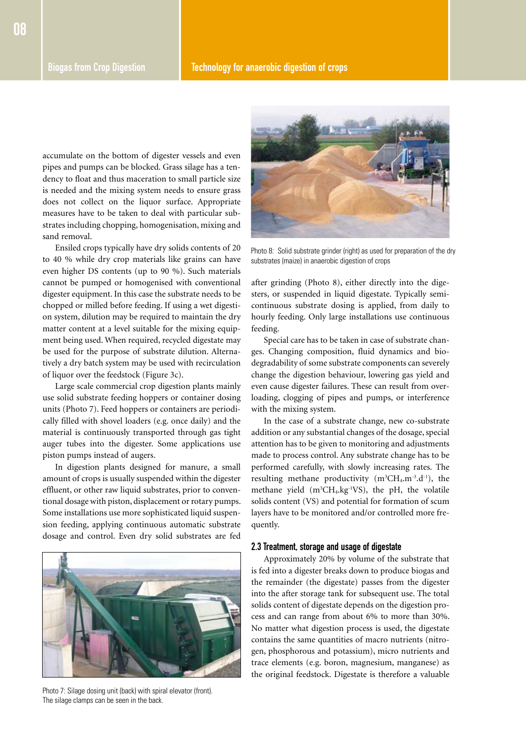accumulate on the bottom of digester vessels and even pipes and pumps can be blocked. Grass silage has a tendency to float and thus maceration to small particle size is needed and the mixing system needs to ensure grass does not collect on the liquor surface. Appropriate measures have to be taken to deal with particular substrates including chopping, homogenisation, mixing and sand removal.

Ensiled crops typically have dry solids contents of 20 to 40 % while dry crop materials like grains can have even higher DS contents (up to 90 %). Such materials cannot be pumped or homogenised with conventional digester equipment. In this case the substrate needs to be chopped or milled before feeding. If using a wet digestion system, dilution may be required to maintain the dry matter content at a level suitable for the mixing equipment being used. When required, recycled digestate may be used for the purpose of substrate dilution. Alternatively a dry batch system may be used with recirculation of liquor over the feedstock (Figure 3c).

Large scale commercial crop digestion plants mainly use solid substrate feeding hoppers or container dosing units (Photo 7). Feed hoppers or containers are periodically filled with shovel loaders (e.g. once daily) and the material is continuously transported through gas tight auger tubes into the digester. Some applications use piston pumps instead of augers.

In digestion plants designed for manure, a small amount of crops is usually suspended within the digester effluent, or other raw liquid substrates, prior to conventional dosage with piston, displacement or rotary pumps. Some installations use more sophisticated liquid suspension feeding, applying continuous automatic substrate dosage and control. Even dry solid substrates are fed after grinding (Photo 8), either directly into the digesters, or suspended in liquid digestate. Typically semi-continuous substrate dosing is applied, from daily to hourly feeding. Only large installations use continuous feeding.

Photo 7: Silage dosing unit (back) with spiral elevator (front). The silage clamps can be seen in the back.

Photo 8: Solid substrate grinder (right) as used for preparation of the dry substrates (maize) in anaerobic digestion of crops

Special care has to be taken in case of substrate changes. Changing composition, fluid dynamics and biodegradability of some substrate components can severely change the digestion behaviour, lowering gas yield and even cause digester failures. These can result from overloading, clogging of pipes and pumps, or interference with the mixing system.

In the case of a substrate change, new co-substrate addition or any substantial changes of the dosage, special attention has to be given to monitoring and adjustments made to process control. Any substrate change has to be performed carefully, with slowly increasing rates. The resulting methane productivity ($m^3CH_4.m^{-3}.d^{-1}$), the methane yield ($m^3CH_4.kg^{-1}VS$), the pH, the volatile solids content (VS) and potential for formation of scum layers have to be monitored and/or controlled more frequently.

## 2.3 Treatment, storage and usage of digestate

Approximately 20% by volume of the substrate that is fed into a digester breaks down to produce biogas and the remainder (the digestate) passes from the digester into the after storage tank for subsequent use. The total solids content of digestate depends on the digestion process and can range from about 6% to more than 30%. No matter what digestion process is used, the digestate contains the same quantities of macro nutrients (nitrogen, phosphorous and potassium), micro nutrients and trace elements (e.g. boron, magnesium, manganese) as the original feedstock. Digestate is therefore a valuable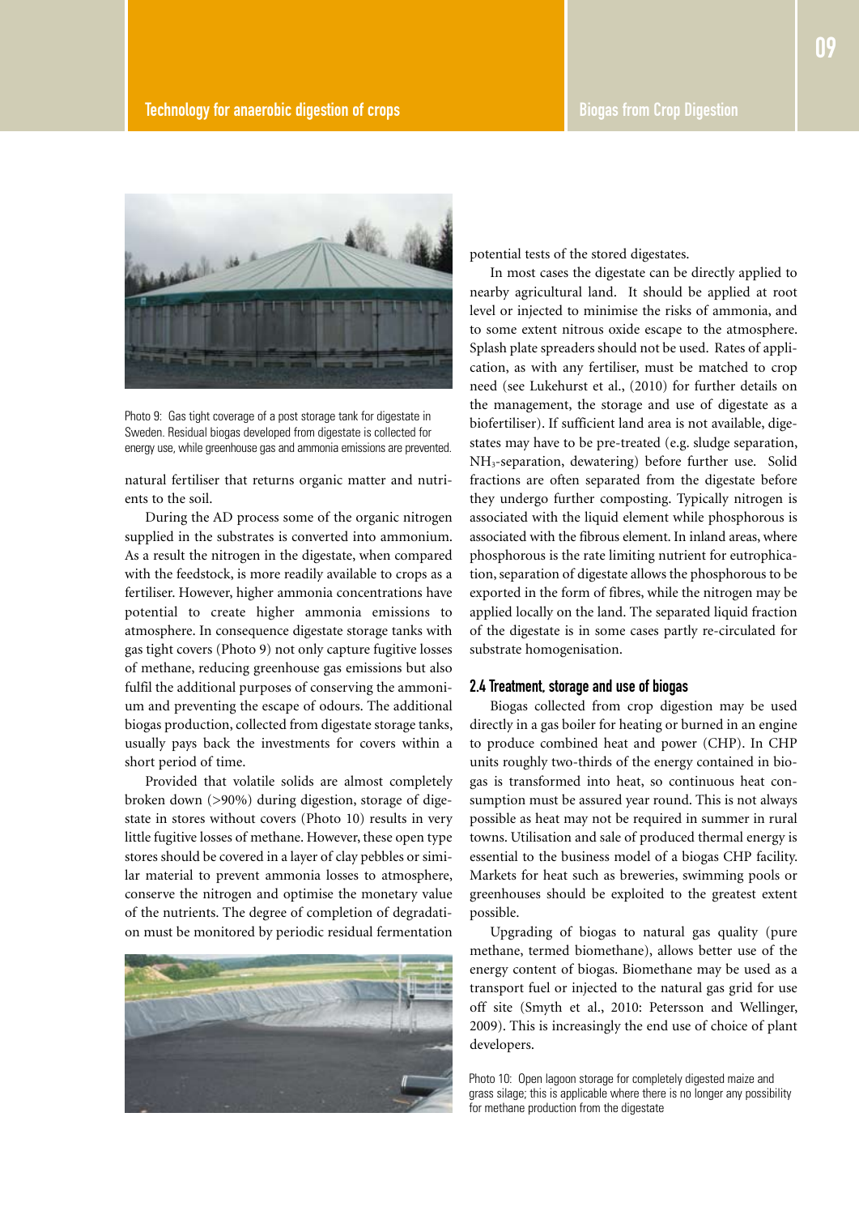Photo 9: Gas tight coverage of a post storage tank for digestate in Sweden. Residual biogas developed from digestate is collected for energy use, while greenhouse gas and ammonia emissions are prevented.

natural fertiliser that returns organic matter and nutrients to the soil.

During the AD process some of the organic nitrogen supplied in the substrates is converted into ammonium. As a result the nitrogen in the digestate, when compared with the feedstock, is more readily available to crops as a fertiliser. However, higher ammonia concentrations have potential to create higher ammonia emissions to atmosphere. In consequence digestate storage tanks with gas tight covers (Photo 9) not only capture fugitive losses of methane, reducing greenhouse gas emissions but also fulfil the additional purposes of conserving the ammonium and preventing the escape of odours. The additional biogas production, collected from digestate storage tanks, usually pays back the investments for covers within a short period of time.

Provided that volatile solids are almost completely broken down (>90%) during digestion, storage of digestate in stores without covers (Photo 10) results in very little fugitive losses of methane. However, these open type stores should be covered in a layer of clay pebbles or similar material to prevent ammonia losses to atmosphere, conserve the nitrogen and optimise the monetary value of the nutrients. The degree of completion of degradation must be monitored by periodic residual fermentation potential tests of the stored digestates.

In most cases the digestate can be directly applied to nearby agricultural land. It should be applied at root level or injected to minimise the risks of ammonia, and to some extent nitrous oxide escape to the atmosphere. Splash plate spreaders should not be used. Rates of application, as with any fertiliser, must be matched to crop need (see Lukehurst et al., (2010) for further details on the management, the storage and use of digestate as a biofertiliser). If sufficient land area is not available, digestates may have to be pre-treated (e.g. sludge separation, $NH_3$-separation, dewatering) before further use. Solid fractions are often separated from the digestate before they undergo further composting. Typically nitrogen is associated with the liquid element while phosphorous is associated with the fibrous element. In inland areas, where phosphorous is the rate limiting nutrient for eutrophication, separation of digestate allows the phosphorous to be exported in the form of fibres, while the nitrogen may be applied locally on the land. The separated liquid fraction of the digestate is in some cases partly re-circulated for substrate homogenisation.

### 2.4 Treatment, storage and use of biogas

Biogas collected from crop digestion may be used directly in a gas boiler for heating or burned in an engine to produce combined heat and power (CHP). In CHP units roughly two-thirds of the energy contained in biogas is transformed into heat, so continuous heat consumption must be assured year round. This is not always possible as heat may not be required in summer in rural towns. Utilisation and sale of produced thermal energy is essential to the business model of a biogas CHP facility. Markets for heat such as breweries, swimming pools or greenhouses should be exploited to the greatest extent possible.

Upgrading of biogas to natural gas quality (pure methane, termed biomethane), allows better use of the energy content of biogas. Biomethane may be used as a transport fuel or injected to the natural gas grid for use off site (Smyth et al., 2010: Petersson and Wellinger, 2009). This is increasingly the end use of choice of plant developers.

Photo 10: Open lagoon storage for completely digested maize and grass silage; this is applicable where there is no longer any possibility for methane production from the digestate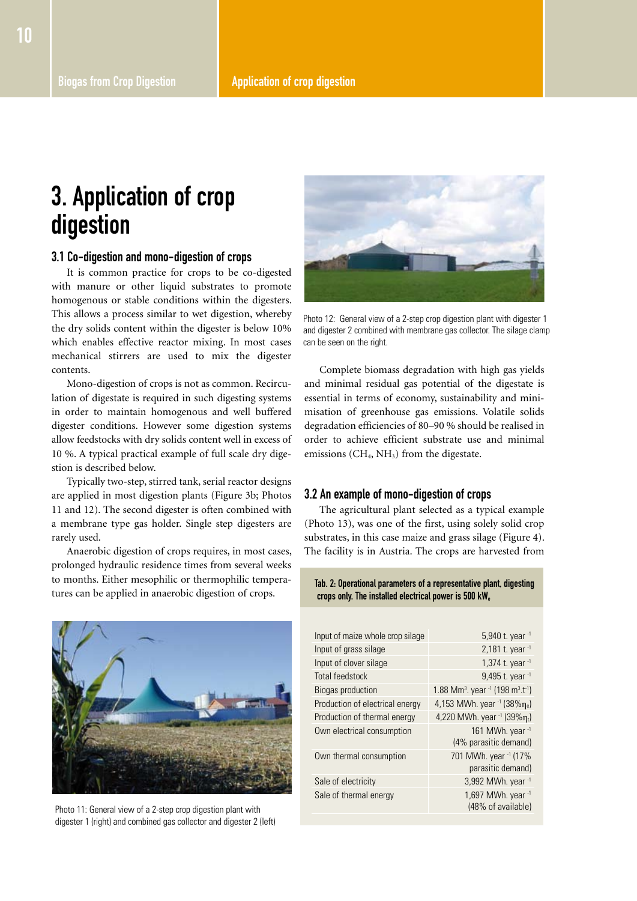# 3. Application of crop digestion

## 3.1 Co-digestion and mono-digestion of crops

It is common practice for crops to be co-digested with manure or other liquid substrates to promote homogenous or stable conditions within the digesters. This allows a process similar to wet digestion, whereby the dry solids content within the digester is below 10% which enables effective reactor mixing. In most cases mechanical stirrers are used to mix the digester contents.

Mono-digestion of crops is not as common. Recirculation of digestate is required in such digesting systems in order to maintain homogenous and well buffered digester conditions. However some digestion systems allow feedstocks with dry solids content well in excess of 10 %. A typical practical example of full scale dry digestion is described below.

Typically two-step, stirred tank, serial reactor designs are applied in most digestion plants (Figure 3b; Photos 11 and 12). The second digester is often combined with a membrane type gas holder. Single step digesters are rarely used.

Anaerobic digestion of crops requires, in most cases, prolonged hydraulic residence times from several weeks to months. Either mesophilic or thermophilic temperatures can be applied in anaerobic digestion of crops.

Photo 11: General view of a 2-step crop digestion plant with digester 1 (right) and combined gas collector and digester 2 (left)

Photo 12: General view of a 2-step crop digestion plant with digester 1 and digester 2 combined with membrane gas collector. The silage clamp can be seen on the right.

Complete biomass degradation with high gas yields and minimal residual gas potential of the digestate is essential in terms of economy, sustainability and minimisation of greenhouse gas emissions. Volatile solids degradation efficiencies of 80–90 % should be realised in order to achieve efficient substrate use and minimal emissions ($CH_4$, $NH_3$) from the digestate.

## 3.2 An example of mono-digestion of crops

The agricultural plant selected as a typical example (Photo 13), was one of the first, using solely solid crop substrates, in this case maize and grass silage (Figure 4). The facility is in Austria. The crops are harvested from

**Tab. 2: Operational parameters of a representative plant, digesting crops only. The installed electrical power is 500 kW$_e$**

| | |
|---|---|
| Input of maize whole crop silage | 5,940 t. year$^{-1}$ |
| Input of grass silage | 2,181 t. year$^{-1}$ |
| Input of clover silage | 1,374 t. year$^{-1}$ |
| Total feedstock | 9,495 t. year$^{-1}$ |
| Biogas production | 1.88 Mm$^3$. year$^{-1}$ (198 m$^3$.t$^{-1}$) |
| Production of electrical energy | 4,153 MWh. year$^{-1}$ (38%$\eta_e$) |
| Production of thermal energy | 4,220 MWh. year$^{-1}$ (39%$\eta_t$) |
| Own electrical consumption | 161 MWh. year$^{-1}$ (4% parasitic demand) |
| Own thermal consumption | 701 MWh. year$^{-1}$ (17% parasitic demand) |
| Sale of electricity | 3,992 MWh. year$^{-1}$ |
| Sale of thermal energy | 1,697 MWh. year$^{-1}$ (48% of available) |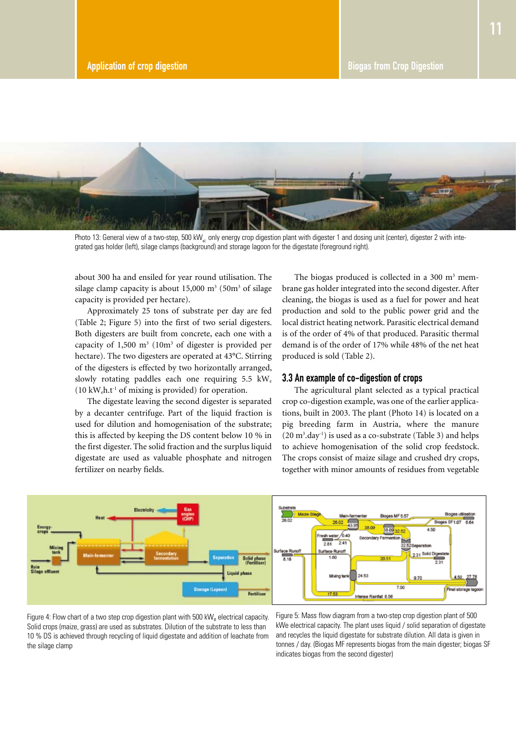Photo 13: General view of a two-step, 500 $kW_{el}$ only energy crop digestion plant with digester 1 and dosing unit (center), digester 2 with integrated gas holder (left), silage clamps (background) and storage lagoon for the digestate (foreground right).

about 300 ha and ensiled for year round utilisation. The silage clamp capacity is about 15,000 $m^3$ (50$m^3$ of silage capacity is provided per hectare).

Approximately 25 tons of substrate per day are fed (Table 2; Figure 5) into the first of two serial digesters. Both digesters are built from concrete, each one with a capacity of 1,500 $m^3$ (10$m^3$ of digester is provided per hectare). The two digesters are operated at 43°C. Stirring of the digesters is effected by two horizontally arranged, slowly rotating paddles each one requiring 5.5 $kW_e$ (10 $kW_eh.t^{-1}$ of mixing is provided) for operation.

The digestate leaving the second digester is separated by a decanter centrifuge. Part of the liquid fraction is used for dilution and homogenisation of the substrate; this is affected by keeping the DS content below 10 % in the first digester. The solid fraction and the surplus liquid digestate are used as valuable phosphate and nitrogen fertilizer on nearby fields.

The biogas produced is collected in a 300 $m^3$ membrane gas holder integrated into the second digester. After cleaning, the biogas is used as a fuel for power and heat production and sold to the public power grid and the local district heating network. Parasitic electrical demand is of the order of 4% of that produced. Parasitic thermal demand is of the order of 17% while 48% of the net heat produced is sold (Table 2).

## 3.3 An example of co-digestion of crops

The agricultural plant selected as a typical practical crop co-digestion example, was one of the earlier applications, built in 2003. The plant (Photo 14) is located on a pig breeding farm in Austria, where the manure (20 $m^3.day^{-1}$) is used as a co-substrate (Table 3) and helps to achieve homogenisation of the solid crop feedstock. The crops consist of maize silage and crushed dry crops, together with minor amounts of residues from vegetable

Electricity
Gas engine (CHP)
Heat
Energy-crops
Mixing tank
Main-fermenter
Secondary fermentation
Separation
Solid phase (Fertiliser)
Rain Silage effluent
Liquid phase
Storage (Lagoon)
Fertiliser

Figure 4: Flow chart of a two step crop digestion plant with 500 $kW_e$ electrical capacity. Solid crops (maize, grass) are used as substrates. Dilution of the substrate to less than 10 % DS is achieved through recycling of liquid digestate and addition of leachate from the silage clamp

Substrate
Maize Silage
26.02
Main-fermenter
Biogas MF 6.57
Biogas utilisation
Biogas SF 1.07 6.64
26.02
43.95
38.09
32.52
4.50
Fresh water 0.40
2.81 2.41
Secondary Fermentation
32.52 Separation
Surface Runoff
8.16
Surface Runoff
1.60
20.51
2.31 Solid Digestate
2.31
Mixing tank
24.53
9.70
4.50 27.76
7.00
Final storage lagoon
17.53
Intense Rainfall 6.56

Figure 5: Mass flow diagram from a two-step crop digestion plant of 500 kWe electrical capacity. The plant uses liquid / solid separation of digestate and recycles the liquid digestate for substrate dilution. All data is given in tonnes / day. (Biogas MF represents biogas from the main digester; biogas SF indicates biogas from the second digester)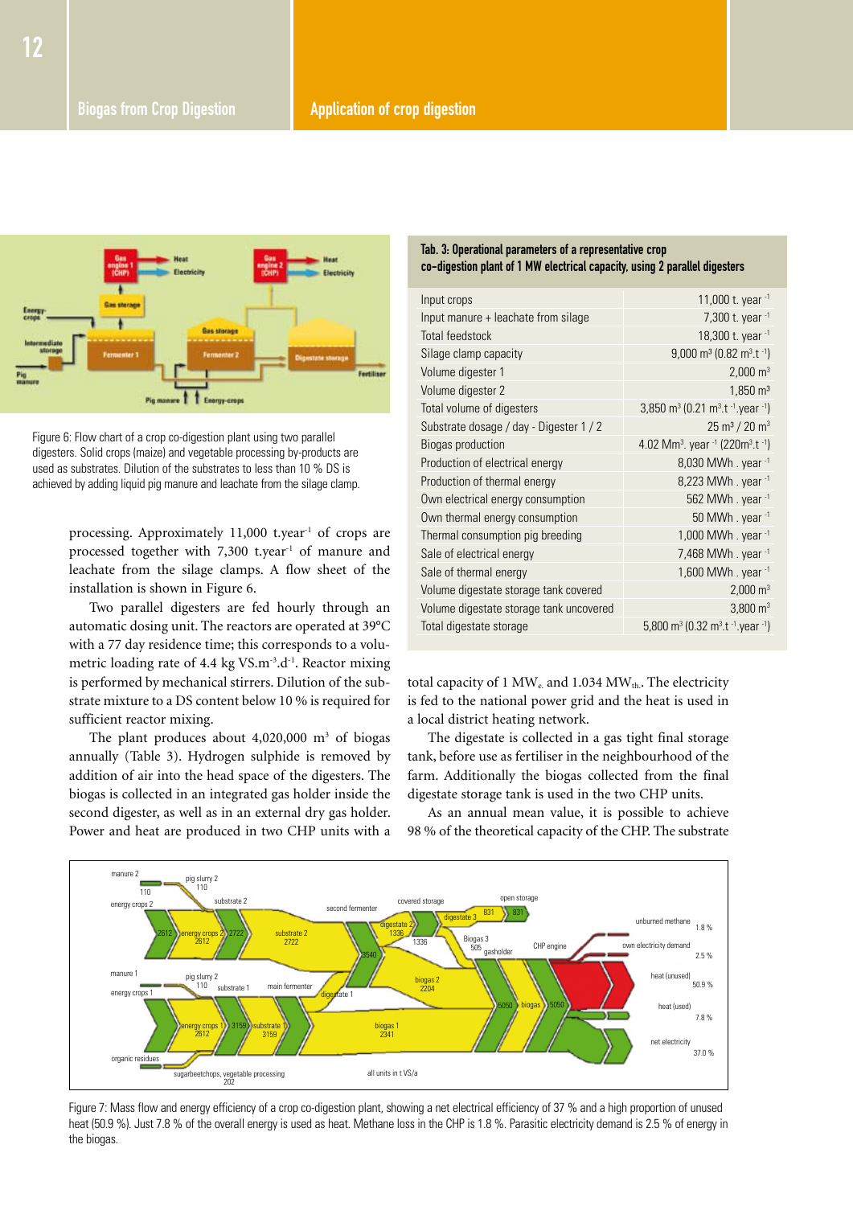Biogas
Heat
Electricity
Gas engine 1 (CHP)
Gas engine 2 (CHP)
Heat
Electricity
Energy-crops
Gas storage
Gas storage
Intermediate storage
Fermenter 1
Fermenter 2
Digestate storage
Fertiliser
Pig manure
Pig manure
Energy-crops

Figure 6: Flow chart of a crop co-digestion plant using two parallel digesters. Solid crops (maize) and vegetable processing by-products are used as substrates. Dilution of the substrates to less than 10 % DS is achieved by adding liquid pig manure and leachate from the silage clamp.

processing. Approximately 11,000 t.year$^{-1}$ of crops are processed together with 7,300 t.year$^{-1}$ of manure and leachate from the silage clamps. A flow sheet of the installation is shown in Figure 6.

Two parallel digesters are fed hourly through an automatic dosing unit. The reactors are operated at 39°C with a 77 day residence time; this corresponds to a volumetric loading rate of 4.4 kg VS.m$^{-3}$.d$^{-1}$. Reactor mixing is performed by mechanical stirrers. Dilution of the substrate mixture to a DS content below 10 % is required for sufficient reactor mixing.

The plant produces about 4,020,000 m$^3$ of biogas annually (Table 3). Hydrogen sulphide is removed by addition of air into the head space of the digesters. The biogas is collected in an integrated gas holder inside the second digester, as well as in an external dry gas holder. Power and heat are produced in two CHP units with a total capacity of 1 MW$_{e.}$ and 1.034 MW$_{th.}$. The electricity is fed to the national power grid and the heat is used in a local district heating network.

The digestate is collected in a gas tight final storage tank, before use as fertiliser in the neighbourhood of the farm. Additionally the biogas collected from the final digestate storage tank is used in the two CHP units.

As an annual mean value, it is possible to achieve 98 % of the theoretical capacity of the CHP. The substrate

**Tab. 3: Operational parameters of a representative crop co-digestion plant of 1 MW electrical capacity, using 2 parallel digesters**

| | |
|---|---|
| Input crops | 11,000 t. year$^{-1}$ |
| Input manure + leachate from silage | 7,300 t. year$^{-1}$ |
| Total feedstock | 18,300 t. year$^{-1}$ |
| Silage clamp capacity | 9,000 m$^3$ (0.82 m$^3$.t$^{-1}$) |
| Volume digester 1 | 2,000 m$^3$ |
| Volume digester 2 | 1,850 m$^3$ |
| Total volume of digesters | 3,850 m$^3$ (0.21 m$^3$.t$^{-1}$.year$^{-1}$) |
| Substrate dosage / day - Digester 1 / 2 | 25 m$^3$ / 20 m$^3$ |
| Biogas production | 4.02 Mm$^3$. year$^{-1}$ (220m$^3$.t$^{-1}$) |
| Production of electrical energy | 8,030 MWh . year$^{-1}$ |
| Production of thermal energy | 8,223 MWh . year$^{-1}$ |
| Own electrical energy consumption | 562 MWh . year$^{-1}$ |
| Own thermal energy consumption | 50 MWh . year$^{-1}$ |
| Thermal consumption pig breeding | 1,000 MWh . year$^{-1}$ |
| Sale of electrical energy | 7,468 MWh . year$^{-1}$ |
| Sale of thermal energy | 1,600 MWh . year$^{-1}$ |
| Volume digestate storage tank covered | 2,000 m$^3$ |
| Volume digestate storage tank uncovered | 3,800 m$^3$ |
| Total digestate storage | 5,800 m$^3$ (0.32 m$^3$.t$^{-1}$.year$^{-1}$) |

manure 2
pig slurry 2
110
110
energy crops 2
substrate 2
second fermenter
covered storage
open storage
digestate 3
831
831
digestate 2
1336
1336
2612
energy crops 2
2612
2722
substrate 2
2722
3540
Biogas 3
505
gasholder
CHP engine
unburned methane 1.8 %
own electricity demand 2.5 %
heat (unused) 50.9 %
heat (used) 7.8 %
net electricity 37.0 %
manure 1
pig slurry 2
110
energy crops 1
substrate 1
main fermenter
digestate 1
biogas 2
2204
5050
biogas
5050
energy crops 1
2612
3159
substrate 1
3159
biogas 1
2341
organic residues
sugarbeetchops, vegetable processing
202
all units in t VS/a

Figure 7: Mass flow and energy efficiency of a crop co-digestion plant, showing a net electrical efficiency of 37 % and a high proportion of unused heat (50.9 %). Just 7.8 % of the overall energy is used as heat. Methane loss in the CHP is 1.8 %. Parasitic electricity demand is 2.5 % of energy in the biogas.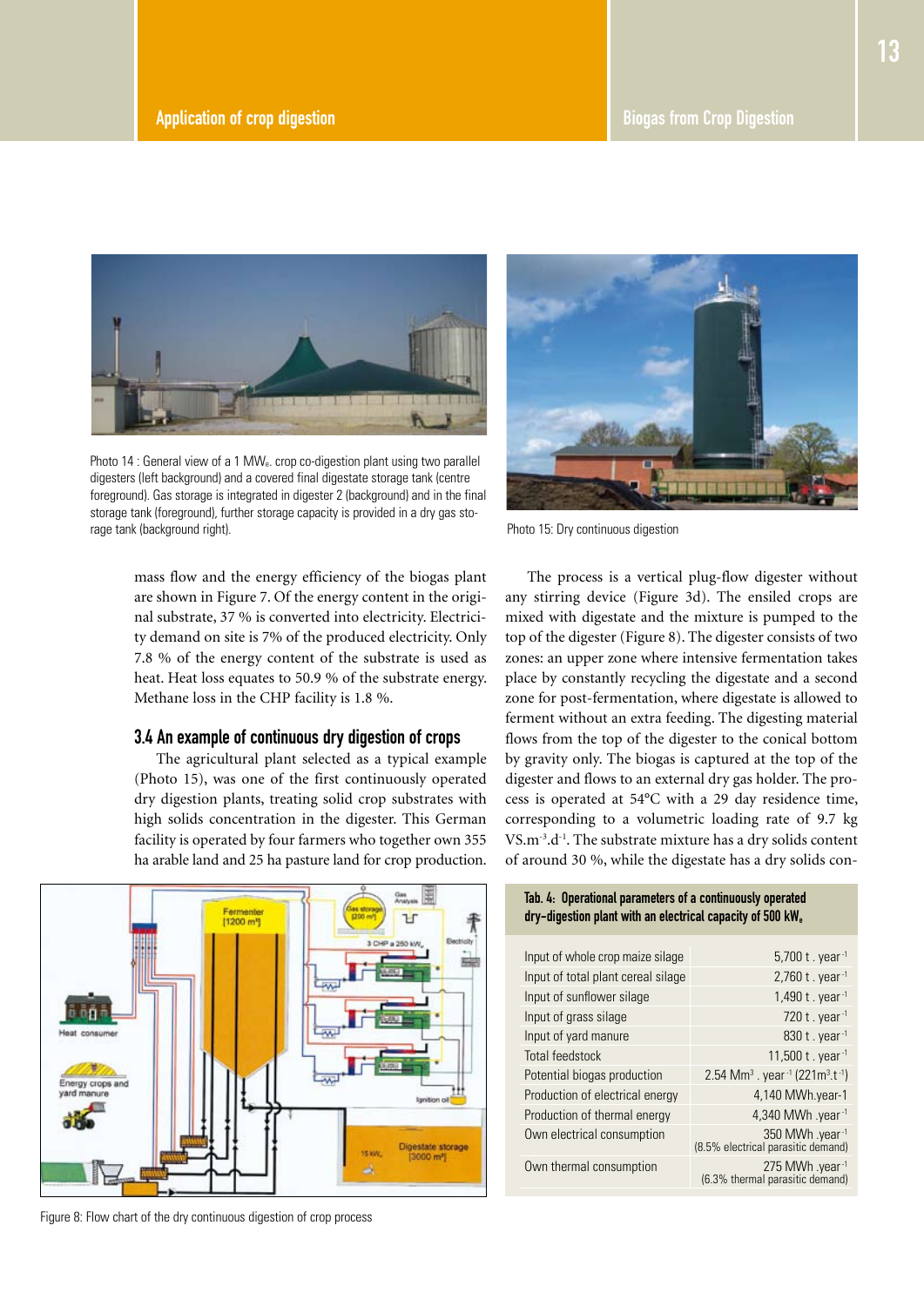Photo 14 : General view of a 1 $MW_e$. crop co-digestion plant using two parallel digesters (left background) and a covered final digestate storage tank (centre foreground). Gas storage is integrated in digester 2 (background) and in the final storage tank (foreground), further storage capacity is provided in a dry gas storage tank (background right).

Photo 15: Dry continuous digestion

mass flow and the energy efficiency of the biogas plant are shown in Figure 7. Of the energy content in the original substrate, 37 % is converted into electricity. Electricity demand on site is 7% of the produced electricity. Only 7.8 % of the energy content of the substrate is used as heat. Heat loss equates to 50.9 % of the substrate energy. Methane loss in the CHP facility is 1.8 %.

### 3.4 An example of continuous dry digestion of crops

The agricultural plant selected as a typical example (Photo 15), was one of the first continuously operated dry digestion plants, treating solid crop substrates with high solids concentration in the digester. This German facility is operated by four farmers who together own 355 ha arable land and 25 ha pasture land for crop production.

The process is a vertical plug-flow digester without any stirring device (Figure 3d). The ensiled crops are mixed with digestate and the mixture is pumped to the top of the digester (Figure 8). The digester consists of two zones: an upper zone where intensive fermentation takes place by constantly recycling the digestate and a second zone for post-fermentation, where digestate is allowed to ferment without an extra feeding. The digesting material flows from the top of the digester to the conical bottom by gravity only. The biogas is captured at the top of the digester and flows to an external dry gas holder. The process is operated at 54°C with a 29 day residence time, corresponding to a volumetric loading rate of 9.7 kg $VS.m^{-3}.d^{-1}$. The substrate mixture has a dry solids content of around 30 %, while the digestate has a dry solids con-

Fermenter [1200 m³]
Gas storage [200 m³]
Gas Analysis
3 CHP à 250 $kW_e$
Electricity
Heat consumer
Energy crops and yard manure
Ignition oil
15 $kW_e$
Digestate storage [3000 m³]

Figure 8: Flow chart of the dry continuous digestion of crop process

**Tab. 4: Operational parameters of a continuously operated dry-digestion plant with an electrical capacity of 500 $kW_e$**

| | |
|---|---|
| Input of whole crop maize silage | 5,700 t . year$^{-1}$ |
| Input of total plant cereal silage | 2,760 t . year$^{-1}$ |
| Input of sunflower silage | 1,490 t . year$^{-1}$ |
| Input of grass silage | 720 t . year$^{-1}$ |
| Input of yard manure | 830 t . year$^{-1}$ |
| Total feedstock | 11,500 t . year$^{-1}$ |
| Potential biogas production | 2.54 $Mm^3$ . year$^{-1}$ (221$m^3.t^{-1}$) |
| Production of electrical energy | 4,140 MWh.year-1 |
| Production of thermal energy | 4,340 MWh .year$^{-1}$ |
| Own electrical consumption | 350 MWh .year$^{-1}$ (8.5% electrical parasitic demand) |
| Own thermal consumption | 275 MWh .year$^{-1}$ (6.3% thermal parasitic demand) |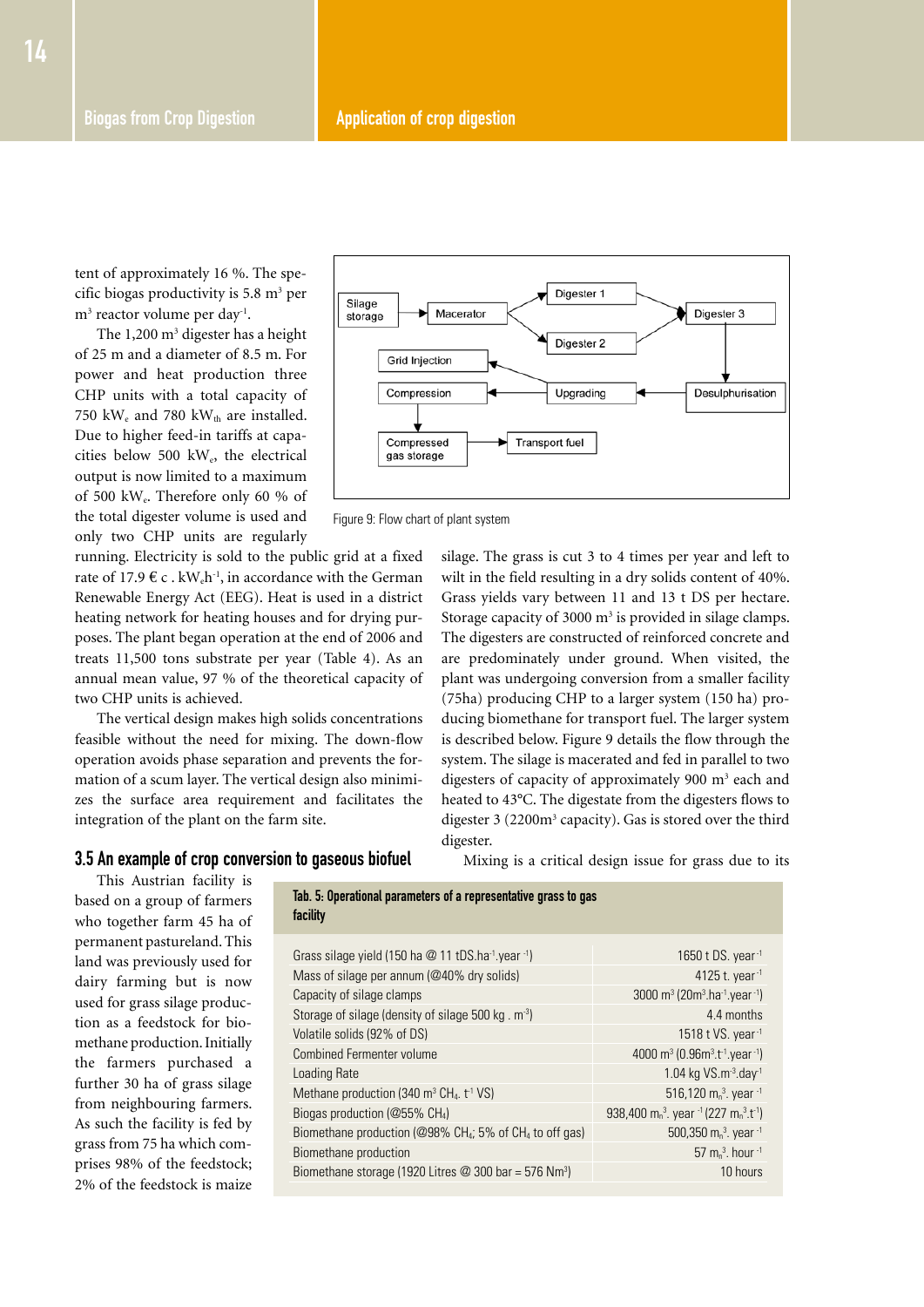tent of approximately 16 %. The specific biogas productivity is 5.8 $m^3$ per $m^3$ reactor volume per $day^{-1}$.

The 1,200 $m^3$ digester has a height of 25 m and a diameter of 8.5 m. For power and heat production three CHP units with a total capacity of 750 $kW_e$ and 780 $kW_{th}$ are installed. Due to higher feed-in tariffs at capacities below 500 $kW_e$, the electrical output is now limited to a maximum of 500 $kW_e$. Therefore only 60 % of the total digester volume is used and only two CHP units are regularly running. Electricity is sold to the public grid at a fixed rate of 17.9 € c . $kW_eh^{-1}$, in accordance with the German Renewable Energy Act (EEG). Heat is used in a district heating network for heating houses and for drying purposes. The plant began operation at the end of 2006 and treats 11,500 tons substrate per year (Table 4). As an annual mean value, 97 % of the theoretical capacity of two CHP units is achieved.

The vertical design makes high solids concentrations feasible without the need for mixing. The down-flow operation avoids phase separation and prevents the formation of a scum layer. The vertical design also minimizes the surface area requirement and facilitates the integration of the plant on the farm site.

Silage storage
Macerator
Digester 1
Digester 2
Digester 3
Grid Injection
Compression
Upgrading
Desulphurisation
Compressed gas storage
Transport fuel

Figure 9: Flow chart of plant system

## 3.5 An example of crop conversion to gaseous biofuel

This Austrian facility is based on a group of farmers who together farm 45 ha of permanent pastureland. This land was previously used for dairy farming but is now used for grass silage production as a feedstock for biomethane production. Initially the farmers purchased a further 30 ha of grass silage from neighbouring farmers. As such the facility is fed by grass from 75 ha which comprises 98% of the feedstock; 2% of the feedstock is maize silage. The grass is cut 3 to 4 times per year and left to wilt in the field resulting in a dry solids content of 40%. Grass yields vary between 11 and 13 t DS per hectare. Storage capacity of 3000 $m^3$ is provided in silage clamps. The digesters are constructed of reinforced concrete and are predominately under ground. When visited, the plant was undergoing conversion from a smaller facility (75ha) producing CHP to a larger system (150 ha) producing biomethane for transport fuel. The larger system is described below. Figure 9 details the flow through the system. The silage is macerated and fed in parallel to two digesters of capacity of approximately 900 $m^3$ each and heated to 43°C. The digestate from the digesters flows to digester 3 (2200$m^3$ capacity). Gas is stored over the third digester.

Mixing is a critical design issue for grass due to its

**Tab. 5: Operational parameters of a representative grass to gas facility**

| | |
|---|---|
| Grass silage yield (150 ha @ 11 tDS.$ha^{-1}$.$year^{-1}$) | 1650 t DS. $year^{-1}$ |
| Mass of silage per annum (@40% dry solids) | 4125 t. $year^{-1}$ |
| Capacity of silage clamps | 3000 $m^3$ (20$m^3$.$ha^{-1}$.$year^{-1}$) |
| Storage of silage (density of silage 500 kg . $m^{-3}$) | 4.4 months |
| Volatile solids (92% of DS) | 1518 t VS. $year^{-1}$ |
| Combined Fermenter volume | 4000 $m^3$ (0.96$m^3$.$t^{-1}$.$year^{-1}$) |
| Loading Rate | 1.04 kg VS.$m^{-3}$.$day^{-1}$ |
| Methane production (340 $m^3$ $CH_4$. $t^{-1}$ VS) | 516,120 $m_n^3$. $year^{-1}$ |
| Biogas production (@55% $CH_4$) | 938,400 $m_n^3$. $year^{-1}$ (227 $m_n^3$.$t^{-1}$) |
| Biomethane production (@98% $CH_4$; 5% of $CH_4$ to off gas) | 500,350 $m_n^3$. $year^{-1}$ |
| Biomethane production | 57 $m_n^3$. $hour^{-1}$ |
| Biomethane storage (1920 Litres @ 300 bar = 576 $Nm^3$) | 10 hours |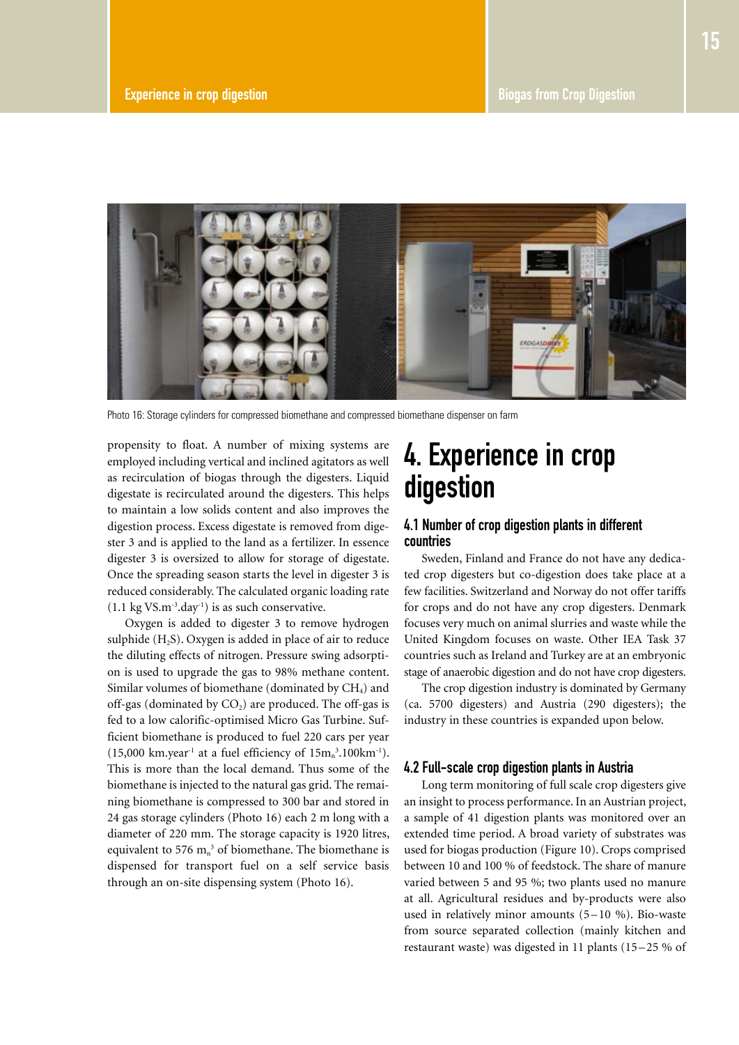Photo 16: Storage cylinders for compressed biomethane and compressed biomethane dispenser on farm

propensity to float. A number of mixing systems are employed including vertical and inclined agitators as well as recirculation of biogas through the digesters. Liquid digestate is recirculated around the digesters. This helps to maintain a low solids content and also improves the digestion process. Excess digestate is removed from digester 3 and is applied to the land as a fertilizer. In essence digester 3 is oversized to allow for storage of digestate. Once the spreading season starts the level in digester 3 is reduced considerably. The calculated organic loading rate (1.1 kg VS.m$^{-3}$.day$^{-1}$) is as such conservative.

Oxygen is added to digester 3 to remove hydrogen sulphide ($H_2S$). Oxygen is added in place of air to reduce the diluting effects of nitrogen. Pressure swing adsorption is used to upgrade the gas to 98% methane content. Similar volumes of biomethane (dominated by $CH_4$) and off-gas (dominated by $CO_2$) are produced. The off-gas is fed to a low calorific-optimised Micro Gas Turbine. Sufficient biomethane is produced to fuel 220 cars per year (15,000 km.year$^{-1}$ at a fuel efficiency of 15m$_n^3$.100km$^{-1}$). This is more than the local demand. Thus some of the biomethane is injected to the natural gas grid. The remaining biomethane is compressed to 300 bar and stored in 24 gas storage cylinders (Photo 16) each 2 m long with a diameter of 220 mm. The storage capacity is 1920 litres, equivalent to 576 m$_n^3$ of biomethane. The biomethane is dispensed for transport fuel on a self service basis through an on-site dispensing system (Photo 16).

# 4. Experience in crop digestion

## 4.1 Number of crop digestion plants in different countries

Sweden, Finland and France do not have any dedicated crop digesters but co-digestion does take place at a few facilities. Switzerland and Norway do not offer tariffs for crops and do not have any crop digesters. Denmark focuses very much on animal slurries and waste while the United Kingdom focuses on waste. Other IEA Task 37 countries such as Ireland and Turkey are at an embryonic stage of anaerobic digestion and do not have crop digesters.

The crop digestion industry is dominated by Germany (ca. 5700 digesters) and Austria (290 digesters); the industry in these countries is expanded upon below.

## 4.2 Full-scale crop digestion plants in Austria

Long term monitoring of full scale crop digesters give an insight to process performance. In an Austrian project, a sample of 41 digestion plants was monitored over an extended time period. A broad variety of substrates was used for biogas production (Figure 10). Crops comprised between 10 and 100 % of feedstock. The share of manure varied between 5 and 95 %; two plants used no manure at all. Agricultural residues and by-products were also used in relatively minor amounts (5 – 10 %). Bio-waste from source separated collection (mainly kitchen and restaurant waste) was digested in 11 plants (15 – 25 % of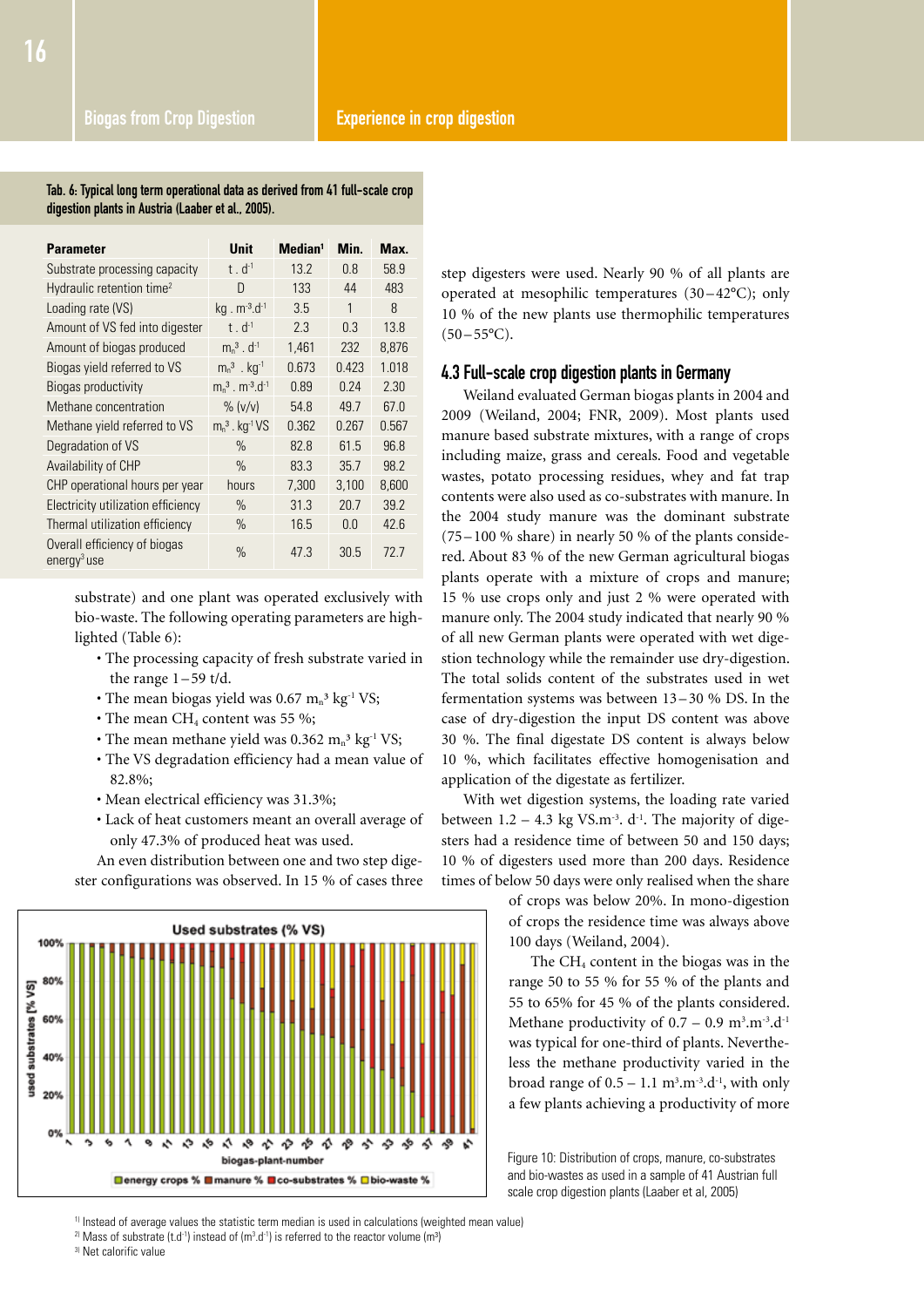**Tab. 6: Typical long term operational data as derived from 41 full-scale crop digestion plants in Austria (Laaber et al., 2005).**

| Parameter | Unit | Median[1] | Min. | Max. |
|---|---|---|---|---|
| Substrate processing capacity | $t \cdot d^{-1}$ | 13.2 | 0.8 | 58.9 |
| Hydraulic retention time[2] | D | 133 | 44 | 483 |
| Loading rate (VS) | $kg \cdot m^{-3} \cdot d^{-1}$ | 3.5 | 1 | 8 |
| Amount of VS fed into digester | $t \cdot d^{-1}$ | 2.3 | 0.3 | 13.8 |
| Amount of biogas produced | $m_n^3 \cdot d^{-1}$ | 1,461 | 232 | 8,876 |
| Biogas yield referred to VS | $m_n^3 \cdot kg^{-1}$ | 0.673 | 0.423 | 1.018 |
| Biogas productivity | $m_n^3 \cdot m^{-3} \cdot d^{-1}$ | 0.89 | 0.24 | 2.30 |
| Methane concentration | % (v/v) | 54.8 | 49.7 | 67.0 |
| Methane yield referred to VS | $m_n^3 \cdot kg^{-1}$ VS | 0.362 | 0.267 | 0.567 |
| Degradation of VS | % | 82.8 | 61.5 | 96.8 |
| Availability of CHP | % | 83.3 | 35.7 | 98.2 |
| CHP operational hours per year | hours | 7,300 | 3,100 | 8,600 |
| Electricity utilization efficiency | % | 31.3 | 20.7 | 39.2 |
| Thermal utilization efficiency | % | 16.5 | 0.0 | 42.6 |
| Overall efficiency of biogas energy[3] use | % | 47.3 | 30.5 | 72.7 |

substrate) and one plant was operated exclusively with bio-waste. The following operating parameters are highlighted (Table 6):

- The processing capacity of fresh substrate varied in the range 1–59 t/d.
- The mean biogas yield was 0.67 $m_n^3\ kg^{-1}$ VS;
- The mean $CH_4$ content was 55 %;
- The mean methane yield was 0.362 $m_n^3\ kg^{-1}$ VS;
- The VS degradation efficiency had a mean value of 82.8%;
- Mean electrical efficiency was 31.3%;
- Lack of heat customers meant an overall average of only 47.3% of produced heat was used.

An even distribution between one and two step digester configurations was observed. In 15 % of cases three step digesters were used. Nearly 90 % of all plants are operated at mesophilic temperatures (30–42°C); only 10 % of the new plants use thermophilic temperatures (50–55°C).

## 4.3 Full-scale crop digestion plants in Germany

Weiland evaluated German biogas plants in 2004 and 2009 (Weiland, 2004; FNR, 2009). Most plants used manure based substrate mixtures, with a range of crops including maize, grass and cereals. Food and vegetable wastes, potato processing residues, whey and fat trap contents were also used as co-substrates with manure. In the 2004 study manure was the dominant substrate (75–100 % share) in nearly 50 % of the plants considered. About 83 % of the new German agricultural biogas plants operate with a mixture of crops and manure; 15 % use crops only and just 2 % were operated with manure only. The 2004 study indicated that nearly 90 % of all new German plants were operated with wet digestion technology while the remainder use dry-digestion. The total solids content of the substrates used in wet fermentation systems was between 13–30 % DS. In the case of dry-digestion the input DS content was above 30 %. The final digestate DS content is always below 10 %, which facilitates effective homogenisation and application of the digestate as fertilizer.

With wet digestion systems, the loading rate varied between 1.2 – 4.3 kg $VS.m^{-3}.d^{-1}$. The majority of digesters had a residence time of between 50 and 150 days; 10 % of digesters used more than 200 days. Residence times of below 50 days were only realised when the share of crops was below 20%. In mono-digestion of crops the residence time was always above 100 days (Weiland, 2004).

The $CH_4$ content in the biogas was in the range 50 to 55 % for 55 % of the plants and 55 to 65% for 45 % of the plants considered. Methane productivity of 0.7 – 0.9 $m^3.m^{-3}.d^{-1}$ was typical for one-third of plants. Nevertheless the methane productivity varied in the broad range of 0.5 – 1.1 $m^3.m^{-3}.d^{-1}$, with only a few plants achieving a productivity of more

Used substrates (% VS)
used substrates [% VS]
100%
80%
60%
40%
20%
0%
1 3 5 7 9 11 13 15 17 19 21 23 25 27 29 31 33 35 37 39 41
biogas-plant-number
energy crops % manure % co-substrates % bio-waste %

Figure 10: Distribution of crops, manure, co-substrates and bio-wastes as used in a sample of 41 Austrian full scale crop digestion plants (Laaber et al, 2005)

[1] Instead of average values the statistic term median is used in calculations (weighted mean value)
[2] Mass of substrate ($t.d^{-1}$) instead of ($m^3.d^{-1}$) is referred to the reactor volume ($m^3$)
[3] Net calorific value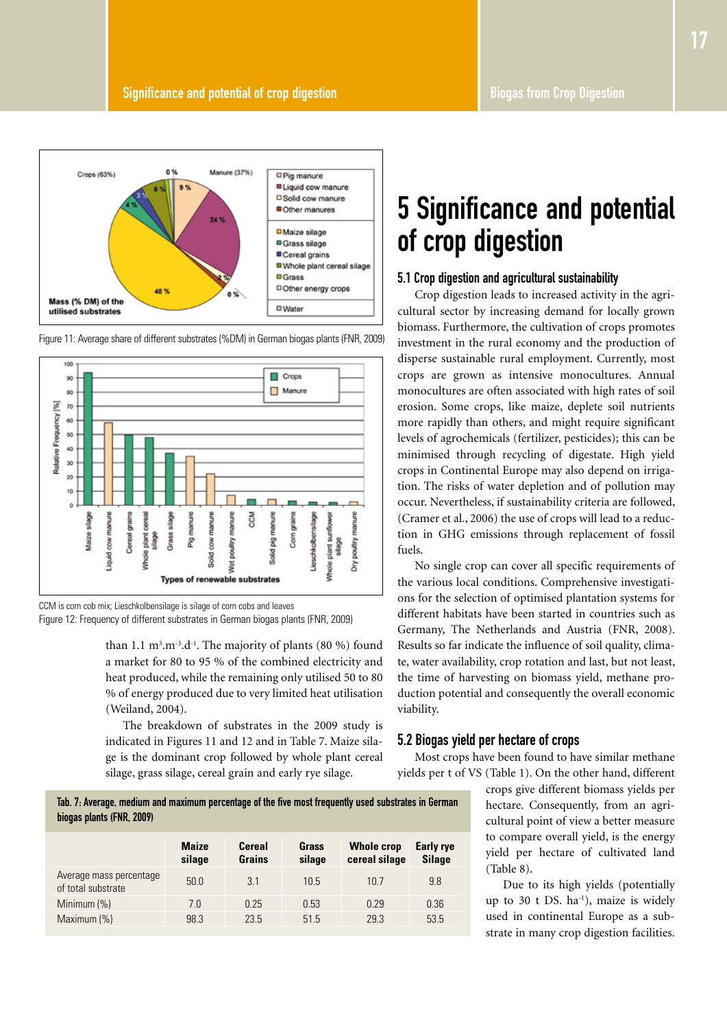Figure 11: Average share of different substrates (%DM) in German biogas plants (FNR, 2009)

CCM is corn cob mix; Lieschkolbensilage is silage of corn cobs and leaves

Figure 12: Frequency of different substrates in German biogas plants (FNR, 2009)

than 1.1 $m^3.m^{-3}.d^{-1}$. The majority of plants (80 %) found a market for 80 to 95 % of the combined electricity and heat produced, while the remaining only utilised 50 to 80 % of energy produced due to very limited heat utilisation (Weiland, 2004).

The breakdown of substrates in the 2009 study is indicated in Figures 11 and 12 and in Table 7. Maize silage is the dominant crop followed by whole plant cereal silage, grass silage, cereal grain and early rye silage.

**Tab. 7: Average, medium and maximum percentage of the five most frequently used substrates in German biogas plants (FNR, 2009)**

| | Maize silage | Cereal Grains | Grass silage | Whole crop cereal silage | Early rye Silage |
|---|---|---|---|---|---|
| Average mass percentage of total substrate | 50.0 | 3.1 | 10.5 | 10.7 | 9.8 |
| Minimum (%) | 7.0 | 0.25 | 0.53 | 0.29 | 0.36 |
| Maximum (%) | 98.3 | 23.5 | 51.5 | 29.3 | 53.5 |

# 5 Significance and potential of crop digestion

## 5.1 Crop digestion and agricultural sustainability

Crop digestion leads to increased activity in the agricultural sector by increasing demand for locally grown biomass. Furthermore, the cultivation of crops promotes investment in the rural economy and the production of disperse sustainable rural employment. Currently, most crops are grown as intensive monocultures. Annual monocultures are often associated with high rates of soil erosion. Some crops, like maize, deplete soil nutrients more rapidly than others, and might require significant levels of agrochemicals (fertilizer, pesticides); this can be minimised through recycling of digestate. High yield crops in Continental Europe may also depend on irrigation. The risks of water depletion and of pollution may occur. Nevertheless, if sustainability criteria are followed, (Cramer et al., 2006) the use of crops will lead to a reduction in GHG emissions through replacement of fossil fuels.

No single crop can cover all specific requirements of the various local conditions. Comprehensive investigations for the selection of optimised plantation systems for different habitats have been started in countries such as Germany, The Netherlands and Austria (FNR, 2008). Results so far indicate the influence of soil quality, climate, water availability, crop rotation and last, but not least, the time of harvesting on biomass yield, methane production potential and consequently the overall economic viability.

## 5.2 Biogas yield per hectare of crops

Most crops have been found to have similar methane yields per t of VS (Table 1). On the other hand, different crops give different biomass yields per hectare. Consequently, from an agricultural point of view a better measure to compare overall yield, is the energy yield per hectare of cultivated land (Table 8).

Due to its high yields (potentially up to 30 t DS. $ha^{-1}$), maize is widely used in continental Europe as a substrate in many crop digestion facilities.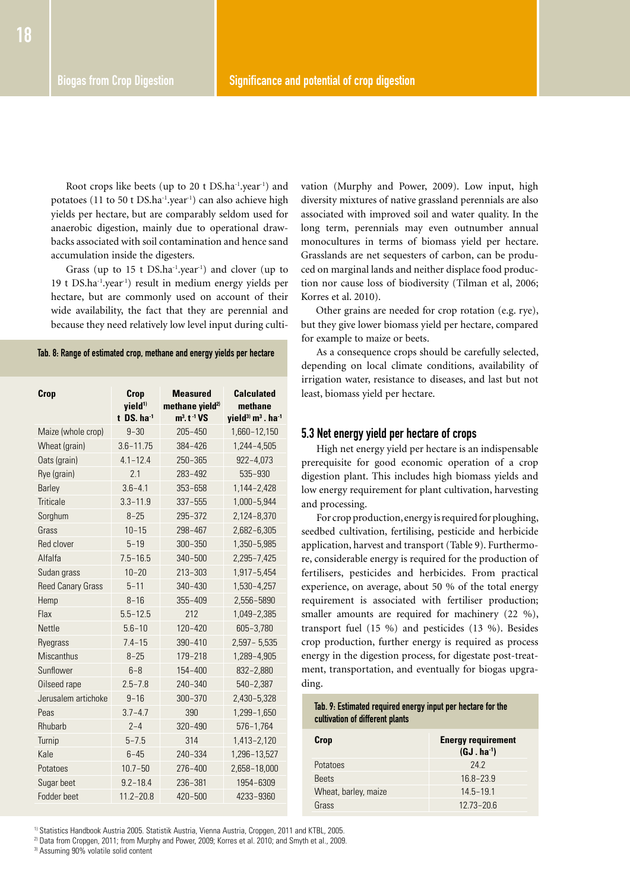Root crops like beets (up to 20 t DS.ha$^{-1}$.year$^{-1}$) and potatoes (11 to 50 t DS.ha$^{-1}$.year$^{-1}$) can also achieve high yields per hectare, but are comparably seldom used for anaerobic digestion, mainly due to operational drawbacks associated with soil contamination and hence sand accumulation inside the digesters.

Grass (up to 15 t DS.ha$^{-1}$.year$^{-1}$) and clover (up to 19 t DS.ha$^{-1}$.year$^{-1}$) result in medium energy yields per hectare, but are commonly used on account of their wide availability, the fact that they are perennial and because they need relatively low level input during cultivation (Murphy and Power, 2009). Low input, high diversity mixtures of native grassland perennials are also associated with improved soil and water quality. In the long term, perennials may even outnumber annual monocultures in terms of biomass yield per hectare. Grasslands are net sequesters of carbon, can be produced on marginal lands and neither displace food production nor cause loss of biodiversity (Tilman et al, 2006; Korres et al. 2010).

Other grains are needed for crop rotation (e.g. rye), but they give lower biomass yield per hectare, compared for example to maize or beets.

As a consequence crops should be carefully selected, depending on local climate conditions, availability of irrigation water, resistance to diseases, and last but not least, biomass yield per hectare.

**Tab. 8: Range of estimated crop, methane and energy yields per hectare**

| Crop | Crop yield[1] t DS. ha$^{-1}$ | Measured methane yield[2] m$^3$. t$^{-1}$ VS | Calculated methane yield[3] m$^3$ . ha$^{-1}$ |
|---|---|---|---|
| Maize (whole crop) | 9–30 | 205–450 | 1,660–12,150 |
| Wheat (grain) | 3.6–11.75 | 384–426 | 1,244–4,505 |
| Oats (grain) | 4.1–12.4 | 250–365 | 922–4,073 |
| Rye (grain) | 2.1 | 283–492 | 535–930 |
| Barley | 3.6–4.1 | 353–658 | 1,144–2,428 |
| Triticale | 3.3–11.9 | 337–555 | 1,000–5,944 |
| Sorghum | 8–25 | 295–372 | 2,124–8,370 |
| Grass | 10–15 | 298–467 | 2,682–6,305 |
| Red clover | 5–19 | 300–350 | 1,350–5,985 |
| Alfalfa | 7.5–16.5 | 340–500 | 2,295–7,425 |
| Sudan grass | 10–20 | 213–303 | 1,917–5,454 |
| Reed Canary Grass | 5–11 | 340–430 | 1,530–4,257 |
| Hemp | 8–16 | 355–409 | 2,556–5890 |
| Flax | 5.5–12.5 | 212 | 1,049–2,385 |
| Nettle | 5.6–10 | 120–420 | 605–3,780 |
| Ryegrass | 7.4–15 | 390–410 | 2,597– 5,535 |
| Miscanthus | 8–25 | 179–218 | 1,289–4,905 |
| Sunflower | 6–8 | 154–400 | 832–2,880 |
| Oilseed rape | 2.5–7.8 | 240–340 | 540–2,387 |
| Jerusalem artichoke | 9–16 | 300–370 | 2,430–5,328 |
| Peas | 3.7–4.7 | 390 | 1,299–1,650 |
| Rhubarb | 2–4 | 320–490 | 576–1,764 |
| Turnip | 5–7.5 | 314 | 1,413–2,120 |
| Kale | 6–45 | 240–334 | 1,296–13,527 |
| Potatoes | 10.7–50 | 276–400 | 2,658–18,000 |
| Sugar beet | 9.2–18.4 | 236–381 | 1954–6309 |
| Fodder beet | 11.2–20.8 | 420–500 | 4233–9360 |

## 5.3 Net energy yield per hectare of crops

High net energy yield per hectare is an indispensable prerequisite for good economic operation of a crop digestion plant. This includes high biomass yields and low energy requirement for plant cultivation, harvesting and processing.

For crop production, energy is required for ploughing, seedbed cultivation, fertilising, pesticide and herbicide application, harvest and transport (Table 9). Furthermore, considerable energy is required for the production of fertilisers, pesticides and herbicides. From practical experience, on average, about 50 % of the total energy requirement is associated with fertiliser production; smaller amounts are required for machinery (22 %), transport fuel (15 %) and pesticides (13 %). Besides crop production, further energy is required as process energy in the digestion process, for digestate post-treatment, transportation, and eventually for biogas upgrading.

**Tab. 9: Estimated required energy input per hectare for the cultivation of different plants**

| Crop | Energy requirement (GJ . ha$^{-1}$) |
|---|---|
| Potatoes | 24.2 |
| Beets | 16.8–23.9 |
| Wheat, barley, maize | 14.5–19.1 |
| Grass | 12.73–20.6 |

[1] Statistics Handbook Austria 2005. Statistik Austria, Vienna Austria, Cropgen, 2011 and KTBL, 2005.
[2] Data from Cropgen, 2011; from Murphy and Power, 2009; Korres et al. 2010; and Smyth et al., 2009.
[3] Assuming 90% volatile solid content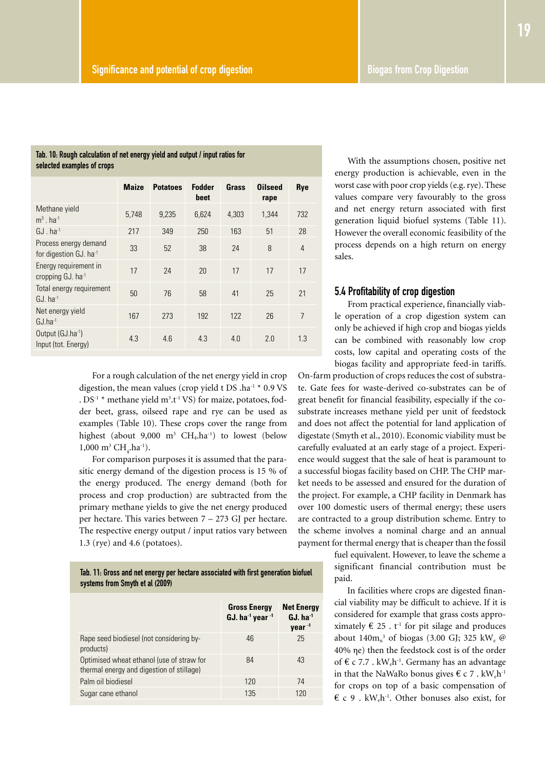**Tab. 10: Rough calculation of net energy yield and output / input ratios for selected examples of crops**

| | Maize | Potatoes | Fodder beet | Grass | Oilseed rape | Rye |
|---|---|---|---|---|---|---|
| Methane yield $m^3 . ha^{-1}$ | 5,748 | 9,235 | 6,624 | 4,303 | 1,344 | 732 |
| GJ . $ha^{-1}$ | 217 | 349 | 250 | 163 | 51 | 28 |
| Process energy demand for digestion GJ. $ha^{-1}$ | 33 | 52 | 38 | 24 | 8 | 4 |
| Energy requirement in cropping GJ. $ha^{-1}$ | 17 | 24 | 20 | 17 | 17 | 17 |
| Total energy requirement GJ. $ha^{-1}$ | 50 | 76 | 58 | 41 | 25 | 21 |
| Net energy yield GJ.$ha^{-1}$ | 167 | 273 | 192 | 122 | 26 | 7 |
| Output (GJ.$ha^{-1}$) Input (tot. Energy) | 4.3 | 4.6 | 4.3 | 4.0 | 2.0 | 1.3 |

For a rough calculation of the net energy yield in crop digestion, the mean values (crop yield t DS .$ha^{-1}$ * 0.9 VS . $DS^{-1}$ * methane yield $m^3.t^{-1}$ VS) for maize, potatoes, fodder beet, grass, oilseed rape and rye can be used as examples (Table 10). These crops cover the range from highest (about 9,000 $m^3$ $CH_4.ha^{-1}$) to lowest (below 1,000 $m^3$ $CH_4.ha^{-1}$).

For comparison purposes it is assumed that the parasitic energy demand of the digestion process is 15 % of the energy produced. The energy demand (both for process and crop production) are subtracted from the primary methane yields to give the net energy produced per hectare. This varies between 7 – 273 GJ per hectare. The respective energy output / input ratios vary between 1.3 (rye) and 4.6 (potatoes).

**Tab. 11: Gross and net energy per hectare associated with first generation biofuel systems from Smyth et al (2009)**

| | Gross Energy GJ. $ha^{-1}$ $year^{-1}$ | Net Energy GJ. $ha^{-1}$ $year^{-1}$ |
|---|---|---|
| Rape seed biodiesel (not considering by-products) | 46 | 25 |
| Optimised wheat ethanol (use of straw for thermal energy and digestion of stillage) | 84 | 43 |
| Palm oil biodiesel | 120 | 74 |
| Sugar cane ethanol | 135 | 120 |

With the assumptions chosen, positive net energy production is achievable, even in the worst case with poor crop yields (e.g. rye). These values compare very favourably to the gross and net energy return associated with first generation liquid biofuel systems (Table 11). However the overall economic feasibility of the process depends on a high return on energy sales.

## 5.4 Profitability of crop digestion

From practical experience, financially viable operation of a crop digestion system can only be achieved if high crop and biogas yields can be combined with reasonably low crop costs, low capital and operating costs of the biogas facility and appropriate feed-in tariffs. On-farm production of crops reduces the cost of substrate. Gate fees for waste-derived co-substrates can be of great benefit for financial feasibility, especially if the co-substrate increases methane yield per unit of feedstock and does not affect the potential for land application of digestate (Smyth et al., 2010). Economic viability must be carefully evaluated at an early stage of a project. Experience would suggest that the sale of heat is paramount to a successful biogas facility based on CHP. The CHP market needs to be assessed and ensured for the duration of the project. For example, a CHP facility in Denmark has over 100 domestic users of thermal energy; these users are contracted to a group distribution scheme. Entry to the scheme involves a nominal charge and an annual payment for thermal energy that is cheaper than the fossil fuel equivalent. However, to leave the scheme a significant financial contribution must be paid.

In facilities where crops are digested financial viability may be difficult to achieve. If it is considered for example that grass costs approximately € 25 . $t^{-1}$ for pit silage and produces about 140$m_n^3$ of biogas (3.00 GJ; 325 $kW_e$ @ 40% ηe) then the feedstock cost is of the order of € c 7.7 . $kW_eh^{-1}$. Germany has an advantage in that the NaWaRo bonus gives € c 7 . $kW_eh^{-1}$ for crops on top of a basic compensation of € c 9 . $kW_eh^{-1}$. Other bonuses also exist, for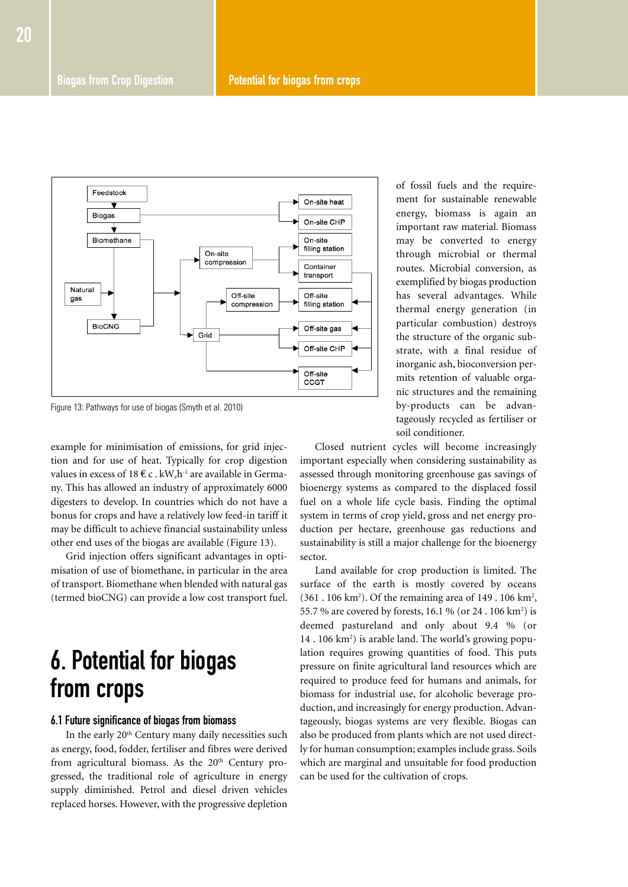Feedstock

Biogas

Biomethane

Natural gas

BioCNG

On-site compression

Off-site compression

Grid

On-site heat

On-site CHP

On-site filling station

Container transport

Off-site filling station

Off-site gas

Off-site CHP

Off-site CCGT

Figure 13: Pathways for use of biogas (Smyth et al. 2010)

example for minimisation of emissions, for grid injection and for use of heat. Typically for crop digestion values in excess of 18 € c . $kW_eh^{-1}$ are available in Germany. This has allowed an industry of approximately 6000 digesters to develop. In countries which do not have a bonus for crops and have a relatively low feed-in tariff it may be difficult to achieve financial sustainability unless other end uses of the biogas are available (Figure 13).

Grid injection offers significant advantages in optimisation of use of biomethane, in particular in the area of transport. Biomethane when blended with natural gas (termed bioCNG) can provide a low cost transport fuel.

# 6. Potential for biogas from crops

## 6.1 Future significance of biogas from biomass

In the early 20th Century many daily necessities such as energy, food, fodder, fertiliser and fibres were derived from agricultural biomass. As the 20th Century progressed, the traditional role of agriculture in energy supply diminished. Petrol and diesel driven vehicles replaced horses. However, with the progressive depletion of fossil fuels and the requirement for sustainable renewable energy, biomass is again an important raw material. Biomass may be converted to energy through microbial or thermal routes. Microbial conversion, as exemplified by biogas production has several advantages. While thermal energy generation (in particular combustion) destroys the structure of the organic substrate, with a final residue of inorganic ash, bioconversion permits retention of valuable organic structures and the remaining by-products can be advantageously recycled as fertiliser or soil conditioner.

Closed nutrient cycles will become increasingly important especially when considering sustainability as assessed through monitoring greenhouse gas savings of bioenergy systems as compared to the displaced fossil fuel on a whole life cycle basis. Finding the optimal system in terms of crop yield, gross and net energy production per hectare, greenhouse gas reductions and sustainability is still a major challenge for the bioenergy sector.

Land available for crop production is limited. The surface of the earth is mostly covered by oceans (361 . 106 $km^2$). Of the remaining area of 149 . 106 $km^2$, 55.7 % are covered by forests, 16.1 % (or 24 . 106 $km^2$) is deemed pastureland and only about 9.4 % (or 14 . 106 $km^2$) is arable land. The world's growing population requires growing quantities of food. This puts pressure on finite agricultural land resources which are required to produce feed for humans and animals, for biomass for industrial use, for alcoholic beverage production, and increasingly for energy production. Advantageously, biogas systems are very flexible. Biogas can also be produced from plants which are not used directly for human consumption; examples include grass. Soils which are marginal and unsuitable for food production can be used for the cultivation of crops.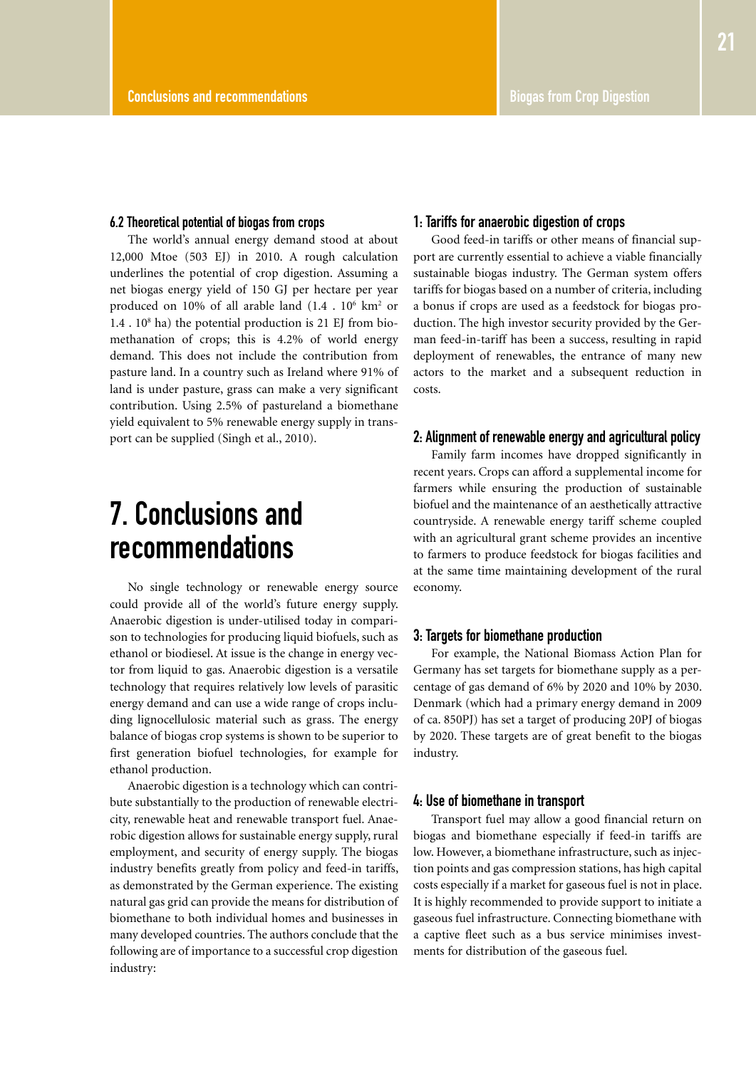### 6.2 Theoretical potential of biogas from crops

The world's annual energy demand stood at about 12,000 Mtoe (503 EJ) in 2010. A rough calculation underlines the potential of crop digestion. Assuming a net biogas energy yield of 150 GJ per hectare per year produced on 10% of all arable land ($1.4 \cdot 10^6$ km$^2$ or $1.4 \cdot 10^8$ ha) the potential production is 21 EJ from biomethanation of crops; this is 4.2% of world energy demand. This does not include the contribution from pasture land. In a country such as Ireland where 91% of land is under pasture, grass can make a very significant contribution. Using 2.5% of pastureland a biomethane yield equivalent to 5% renewable energy supply in transport can be supplied (Singh et al., 2010).

# 7. Conclusions and recommendations

No single technology or renewable energy source could provide all of the world's future energy supply. Anaerobic digestion is under-utilised today in comparison to technologies for producing liquid biofuels, such as ethanol or biodiesel. At issue is the change in energy vector from liquid to gas. Anaerobic digestion is a versatile technology that requires relatively low levels of parasitic energy demand and can use a wide range of crops including lignocellulosic material such as grass. The energy balance of biogas crop systems is shown to be superior to first generation biofuel technologies, for example for ethanol production.

Anaerobic digestion is a technology which can contribute substantially to the production of renewable electricity, renewable heat and renewable transport fuel. Anaerobic digestion allows for sustainable energy supply, rural employment, and security of energy supply. The biogas industry benefits greatly from policy and feed-in tariffs, as demonstrated by the German experience. The existing natural gas grid can provide the means for distribution of biomethane to both individual homes and businesses in many developed countries. The authors conclude that the following are of importance to a successful crop digestion industry:

### 1: Tariffs for anaerobic digestion of crops

Good feed-in tariffs or other means of financial support are currently essential to achieve a viable financially sustainable biogas industry. The German system offers tariffs for biogas based on a number of criteria, including a bonus if crops are used as a feedstock for biogas production. The high investor security provided by the German feed-in-tariff has been a success, resulting in rapid deployment of renewables, the entrance of many new actors to the market and a subsequent reduction in costs.

### 2: Alignment of renewable energy and agricultural policy

Family farm incomes have dropped significantly in recent years. Crops can afford a supplemental income for farmers while ensuring the production of sustainable biofuel and the maintenance of an aesthetically attractive countryside. A renewable energy tariff scheme coupled with an agricultural grant scheme provides an incentive to farmers to produce feedstock for biogas facilities and at the same time maintaining development of the rural economy.

### 3: Targets for biomethane production

For example, the National Biomass Action Plan for Germany has set targets for biomethane supply as a percentage of gas demand of 6% by 2020 and 10% by 2030. Denmark (which had a primary energy demand in 2009 of ca. 850PJ) has set a target of producing 20PJ of biogas by 2020. These targets are of great benefit to the biogas industry.

### 4: Use of biomethane in transport

Transport fuel may allow a good financial return on biogas and biomethane especially if feed-in tariffs are low. However, a biomethane infrastructure, such as injection points and gas compression stations, has high capital costs especially if a market for gaseous fuel is not in place. It is highly recommended to provide support to initiate a gaseous fuel infrastructure. Connecting biomethane with a captive fleet such as a bus service minimises investments for distribution of the gaseous fuel.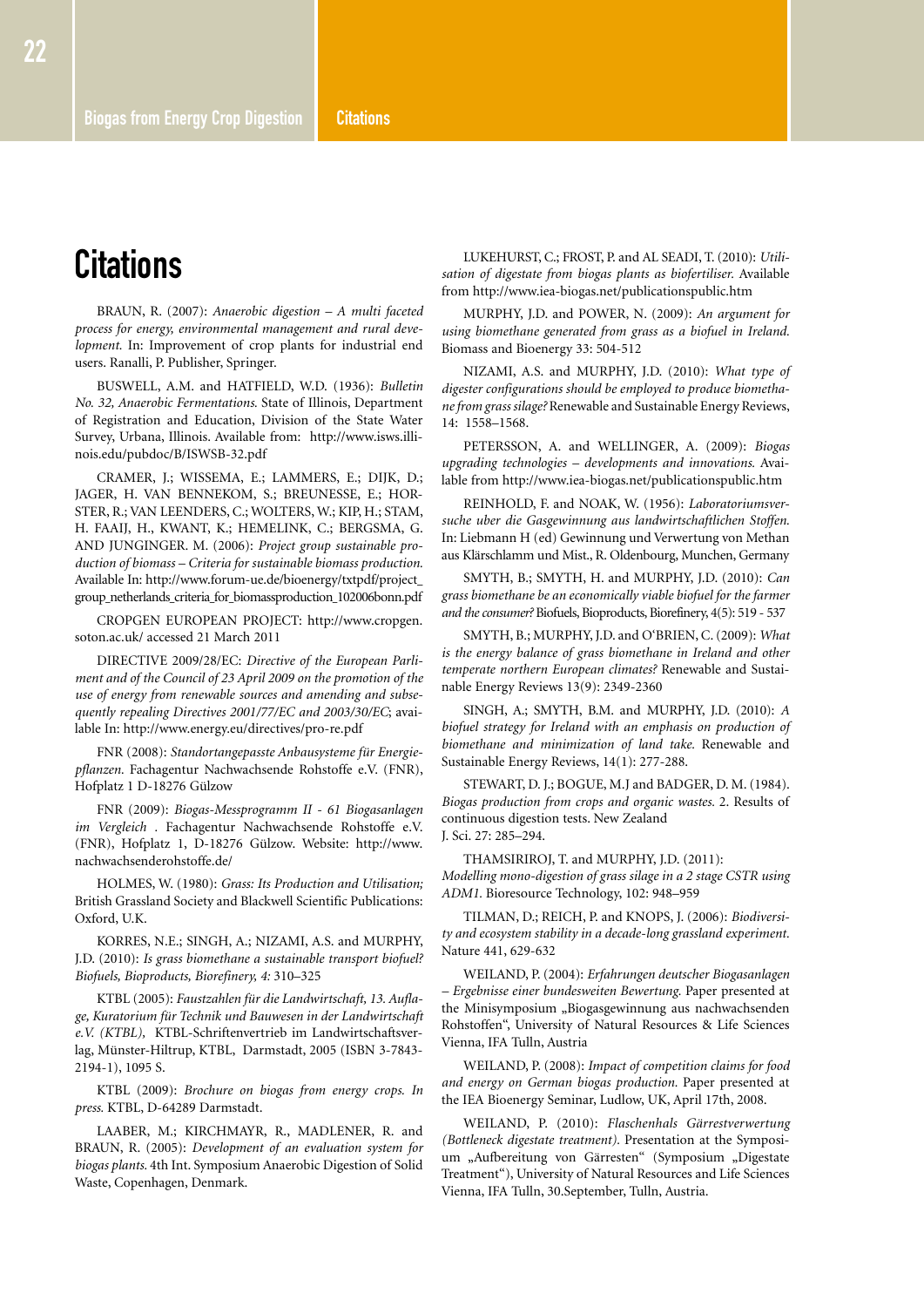# Citations

BRAUN, R. (2007): *Anaerobic digestion – A multi faceted process for energy, environmental management and rural development.* In: Improvement of crop plants for industrial end users. Ranalli, P. Publisher, Springer.

BUSWELL, A.M. and HATFIELD, W.D. (1936): *Bulletin No. 32, Anaerobic Fermentations.* State of Illinois, Department of Registration and Education, Division of the State Water Survey, Urbana, Illinois. Available from: http://www.isws.illinois.edu/pubdoc/B/ISWSB-32.pdf

CRAMER, J.; WISSEMA, E.; LAMMERS, E.; DIJK, D.; JAGER, H. VAN BENNEKOM, S.; BREUNESSE, E.; HORSTER, R.; VAN LEENDERS, C.; WOLTERS, W.; KIP, H.; STAM, H. FAAIJ, H., KWANT, K.; HEMELINK, C.; BERGSMA, G. AND JUNGINGER. M. (2006): *Project group sustainable production of biomass – Criteria for sustainable biomass production.* Available In: http://www.forum-ue.de/bioenergy/txtpdf/project_group_netherlands_criteria_for_biomassproduction_102006bonn.pdf

CROPGEN EUROPEAN PROJECT: http://www.cropgen.soton.ac.uk/ accessed 21 March 2011

DIRECTIVE 2009/28/EC: *Directive of the European Parliament and of the Council of 23 April 2009 on the promotion of the use of energy from renewable sources and amending and subsequently repealing Directives 2001/77/EC and 2003/30/EC*; available In: http://www.energy.eu/directives/pro-re.pdf

FNR (2008): *Standortangepasste Anbausysteme für Energiepflanzen.* Fachagentur Nachwachsende Rohstoffe e.V. (FNR), Hofplatz 1 D-18276 Gülzow

FNR (2009): *Biogas-Messprogramm II - 61 Biogasanlagen im Vergleich .* Fachagentur Nachwachsende Rohstoffe e.V. (FNR), Hofplatz 1, D-18276 Gülzow. Website: http://www.nachwachsenderohstoffe.de/

HOLMES, W. (1980): *Grass: Its Production and Utilisation;* British Grassland Society and Blackwell Scientific Publications: Oxford, U.K.

KORRES, N.E.; SINGH, A.; NIZAMI, A.S. and MURPHY, J.D. (2010): *Is grass biomethane a sustainable transport biofuel? Biofuels, Bioproducts, Biorefinery, 4:* 310–325

KTBL (2005): *Faustzahlen für die Landwirtschaft, 13. Auflage, Kuratorium für Technik und Bauwesen in der Landwirtschaft e.V. (KTBL),* KTBL-Schriftenvertrieb im Landwirtschaftsverlag, Münster-Hiltrup, KTBL, Darmstadt, 2005 (ISBN 3-7843-2194-1), 1095 S.

KTBL (2009): *Brochure on biogas from energy crops. In press.* KTBL, D-64289 Darmstadt.

LAABER, M.; KIRCHMAYR, R., MADLENER, R. and BRAUN, R. (2005): *Development of an evaluation system for biogas plants.* 4th Int. Symposium Anaerobic Digestion of Solid Waste, Copenhagen, Denmark.

LUKEHURST, C.; FROST, P. and AL SEADI, T. (2010): *Utilisation of digestate from biogas plants as biofertiliser.* Available from http://www.iea-biogas.net/publicationspublic.htm

MURPHY, J.D. and POWER, N. (2009): *An argument for using biomethane generated from grass as a biofuel in Ireland.* Biomass and Bioenergy 33: 504-512

NIZAMI, A.S. and MURPHY, J.D. (2010): *What type of digester configurations should be employed to produce biomethane from grass silage?* Renewable and Sustainable Energy Reviews, 14: 1558–1568.

PETERSSON, A. and WELLINGER, A. (2009): *Biogas upgrading technologies – developments and innovations.* Available from http://www.iea-biogas.net/publicationspublic.htm

REINHOLD, F. and NOAK, W. (1956): *Laboratoriumsversuche uber die Gasgewinnung aus landwirtschaftlichen Stoffen.* In: Liebmann H (ed) Gewinnung und Verwertung von Methan aus Klärschlamm und Mist., R. Oldenbourg, Munchen, Germany

SMYTH, B.; SMYTH, H. and MURPHY, J.D. (2010): *Can grass biomethane be an economically viable biofuel for the farmer and the consumer?* Biofuels, Bioproducts, Biorefinery, 4(5): 519 - 537

SMYTH, B.; MURPHY, J.D. and O'BRIEN, C. (2009): *What is the energy balance of grass biomethane in Ireland and other temperate northern European climates?* Renewable and Sustainable Energy Reviews 13(9): 2349-2360

SINGH, A.; SMYTH, B.M. and MURPHY, J.D. (2010): *A biofuel strategy for Ireland with an emphasis on production of biomethane and minimization of land take.* Renewable and Sustainable Energy Reviews, 14(1): 277-288.

STEWART, D. J.; BOGUE, M.J and BADGER, D. M. (1984). *Biogas production from crops and organic wastes.* 2. Results of continuous digestion tests. New Zealand J. Sci. 27: 285–294.

THAMSIRIROJ, T. and MURPHY, J.D. (2011): *Modelling mono-digestion of grass silage in a 2 stage CSTR using ADM1.* Bioresource Technology, 102: 948–959

TILMAN, D.; REICH, P. and KNOPS, J. (2006): *Biodiversity and ecosystem stability in a decade-long grassland experiment.* Nature 441, 629-632

WEILAND, P. (2004): *Erfahrungen deutscher Biogasanlagen – Ergebnisse einer bundesweiten Bewertung.* Paper presented at the Minisymposium „Biogasgewinnung aus nachwachsenden Rohstoffen", University of Natural Resources & Life Sciences Vienna, IFA Tulln, Austria

WEILAND, P. (2008): *Impact of competition claims for food and energy on German biogas production.* Paper presented at the IEA Bioenergy Seminar, Ludlow, UK, April 17th, 2008.

WEILAND, P. (2010): *Flaschenhals Gärrestverwertung (Bottleneck digestate treatment).* Presentation at the Symposium „Aufbereitung von Gärresten" (Symposium „Digestate Treatment"), University of Natural Resources and Life Sciences Vienna, IFA Tulln, 30.September, Tulln, Austria.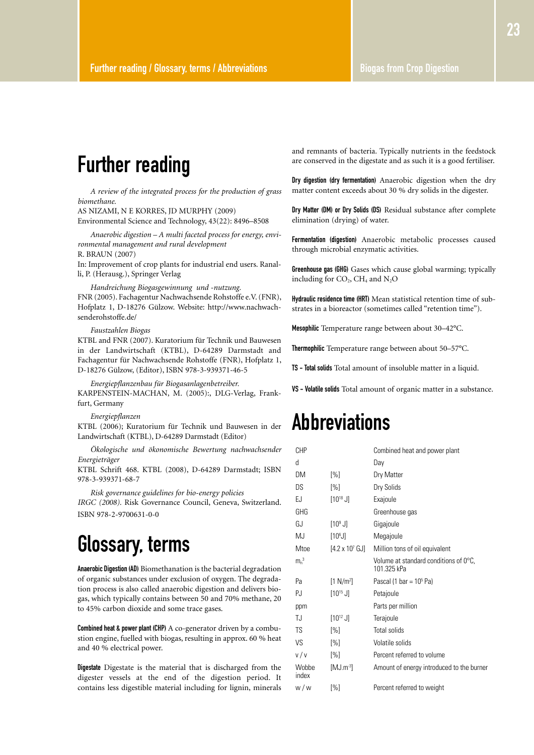# Further reading

*A review of the integrated process for the production of grass biomethane.*
AS NIZAMI, N E KORRES, JD MURPHY (2009)
Environmental Science and Technology, 43(22): 8496–8508

*Anaerobic digestion – A multi faceted process for energy, environmental management and rural development*
R. BRAUN (2007)
In: Improvement of crop plants for industrial end users. Ranalli, P. (Herausg.), Springer Verlag

*Handreichung Biogasgewinnung und -nutzung.*
FNR (2005). Fachagentur Nachwachsende Rohstoffe e.V. (FNR), Hofplatz 1, D-18276 Gülzow. Website: http://www.nachwachsenderohstoffe.de/

*Faustzahlen Biogas*
KTBL and FNR (2007). Kuratorium für Technik und Bauwesen in der Landwirtschaft (KTBL), D-64289 Darmstadt and Fachagentur für Nachwachsende Rohstoffe (FNR), Hofplatz 1, D-18276 Gülzow, (Editor), ISBN 978-3-939371-46-5

*Energiepflanzenbau für Biogasanlagenbetreiber.*
KARPENSTEIN-MACHAN, M. (2005):, DLG-Verlag, Frankfurt, Germany

*Energiepflanzen*
KTBL (2006); Kuratorium für Technik und Bauwesen in der Landwirtschaft (KTBL), D-64289 Darmstadt (Editor)

*Ökologische und ökonomische Bewertung nachwachsender Energieträger*
KTBL Schrift 468. KTBL (2008), D-64289 Darmstadt; ISBN 978-3-939371-68-7

*Risk governance guidelines for bio-energy policies*
*IRGC (2008).* Risk Governance Council, Geneva, Switzerland. ISBN 978-2-9700631-0-0

# Glossary, terms

**Anaerobic Digestion (AD)** Biomethanation is the bacterial degradation of organic substances under exclusion of oxygen. The degradation process is also called anaerobic digestion and delivers biogas, which typically contains between 50 and 70% methane, 20 to 45% carbon dioxide and some trace gases.

**Combined heat & power plant (CHP)** A co-generator driven by a combustion engine, fuelled with biogas, resulting in approx. 60 % heat and 40 % electrical power.

**Digestate** Digestate is the material that is discharged from the digester vessels at the end of the digestion period. It contains less digestible material including for lignin, minerals and remnants of bacteria. Typically nutrients in the feedstock are conserved in the digestate and as such it is a good fertiliser.

**Dry digestion (dry fermentation)** Anaerobic digestion when the dry matter content exceeds about 30 % dry solids in the digester.

**Dry Matter (DM) or Dry Solids (DS)** Residual substance after complete elimination (drying) of water.

**Fermentation (digestion)** Anaerobic metabolic processes caused through microbial enzymatic activities.

**Greenhouse gas (GHG)** Gases which cause global warming; typically including for $CO_2$, $CH_4$ and $N_2O$

**Hydraulic residence time (HRT)** Mean statistical retention time of substrates in a bioreactor (sometimes called "retention time").

**Mesophilic** Temperature range between about 30–42°C.

**Thermophilic** Temperature range between about 50–57°C.

**TS - Total solids** Total amount of insoluble matter in a liquid.

**VS - Volatile solids** Total amount of organic matter in a substance.

# Abbreviations

| | | |
|---|---|---|
| CHP | | Combined heat and power plant |
| d | | Day |
| DM | [%] | Dry Matter |
| DS | [%] | Dry Solids |
| EJ | [$10^{18}$ J] | Exajoule |
| GHG | | Greenhouse gas |
| GJ | [$10^9$ J] | Gigajoule |
| MJ | [$10^6$J] | Megajoule |
| Mtoe | [4.2 x $10^7$ GJ] | Million tons of oil equivalent |
| $m_n^3$ | | Volume at standard conditions of 0°C, 101.325 kPa |
| Pa | [1 N/$m^2$] | Pascal (1 bar = $10^5$ Pa) |
| PJ | [$10^{15}$ J] | Petajoule |
| ppm | | Parts per million |
| TJ | [$10^{12}$ J] | Terajoule |
| TS | [%] | Total solids |
| VS | [%] | Volatile solids |
| v / v | [%] | Percent referred to volume |
| Wobbe index | [MJ.$m^{-3}$] | Amount of energy introduced to the burner |
| w / w | [%] | Percent referred to weight |